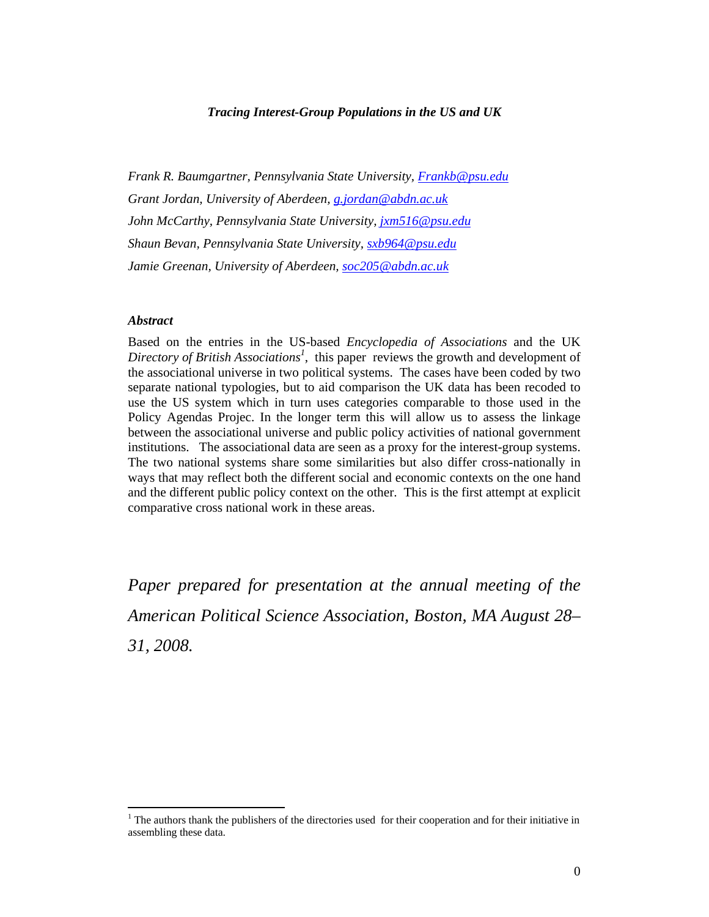# *Tracing Interest-Group Populations in the US and UK*

*Frank R. Baumgartner, Pennsylvania State University, [Frankb@psu.edu](mailto:Frankb@psu.edu)*

*Grant Jordan, University of Aberdeen, [g.jordan@abdn.ac.uk](mailto:g.jordan@abdn.ac.uk)*

*John McCarthy, Pennsylvania State University, [jxm516@psu.edu](mailto:jxm516@psu.edu)*

*Shaun Bevan, Pennsylvania State University, [sxb964@psu.edu](mailto:sxb964@psu.edu)*

*Jamie Greenan, University of Aberdeen, [soc205@abdn.ac.uk](mailto:soc205@abdn.ac.uk)*

### *Abstract*

Based on the entries in the US-based *Encyclopedia of Associations* and the UK *Directory of British Associations*[1], this paper reviews the growth and development of the associational universe in two political systems. The cases have been coded by two separate national typologies, but to aid comparison the UK data has been recoded to use the US system which in turn uses categories comparable to those used in the Policy Agendas Projec. In the longer term this will allow us to assess the linkage between the associational universe and public policy activities of national government institutions. The associational data are seen as a proxy for the interest-group systems. The two national systems share some similarities but also differ cross-nationally in ways that may reflect both the different social and economic contexts on the one hand and the different public policy context on the other. This is the first attempt at explicit comparative cross national work in these areas.

*Paper prepared for presentation at the annual meeting of the American Political Science Association, Boston, MA August 28–31, 2008.*

---

[1] The authors thank the publishers of the directories used for their cooperation and for their initiative in assembling these data.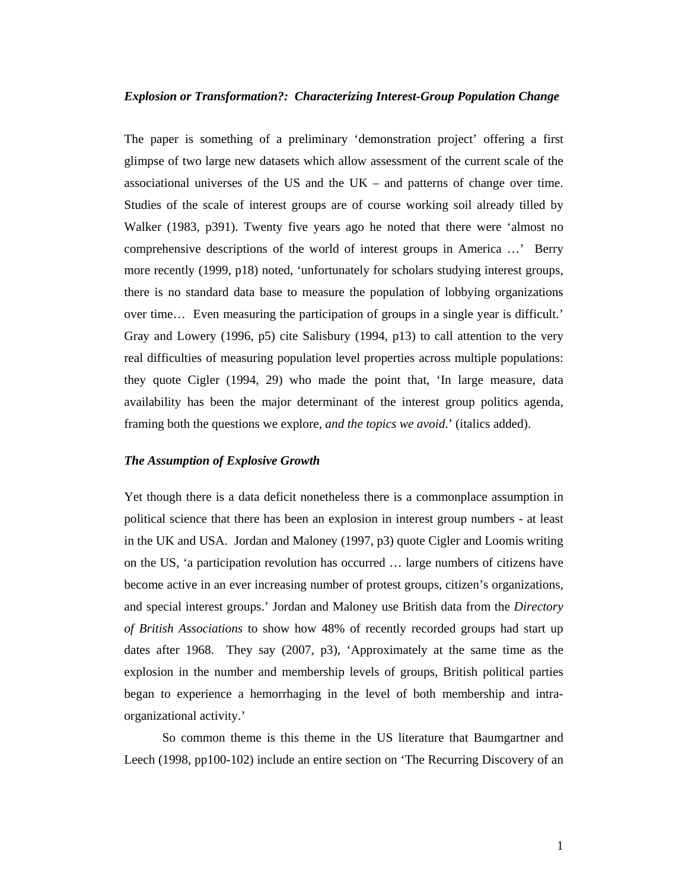*Explosion or Transformation?: Characterizing Interest-Group Population Change*

The paper is something of a preliminary 'demonstration project' offering a first glimpse of two large new datasets which allow assessment of the current scale of the associational universes of the US and the UK – and patterns of change over time. Studies of the scale of interest groups are of course working soil already tilled by Walker (1983, p391). Twenty five years ago he noted that there were 'almost no comprehensive descriptions of the world of interest groups in America …' Berry more recently (1999, p18) noted, 'unfortunately for scholars studying interest groups, there is no standard data base to measure the population of lobbying organizations over time… Even measuring the participation of groups in a single year is difficult.' Gray and Lowery (1996, p5) cite Salisbury (1994, p13) to call attention to the very real difficulties of measuring population level properties across multiple populations: they quote Cigler (1994, 29) who made the point that, 'In large measure, data availability has been the major determinant of the interest group politics agenda, framing both the questions we explore, *and the topics we avoid*.' (italics added).

## *The Assumption of Explosive Growth*

Yet though there is a data deficit nonetheless there is a commonplace assumption in political science that there has been an explosion in interest group numbers - at least in the UK and USA. Jordan and Maloney (1997, p3) quote Cigler and Loomis writing on the US, 'a participation revolution has occurred … large numbers of citizens have become active in an ever increasing number of protest groups, citizen's organizations, and special interest groups.' Jordan and Maloney use British data from the *Directory of British Associations* to show how 48% of recently recorded groups had start up dates after 1968. They say (2007, p3), 'Approximately at the same time as the explosion in the number and membership levels of groups, British political parties began to experience a hemorrhaging in the level of both membership and intra-organizational activity.'

So common theme is this theme in the US literature that Baumgartner and Leech (1998, pp100-102) include an entire section on 'The Recurring Discovery of an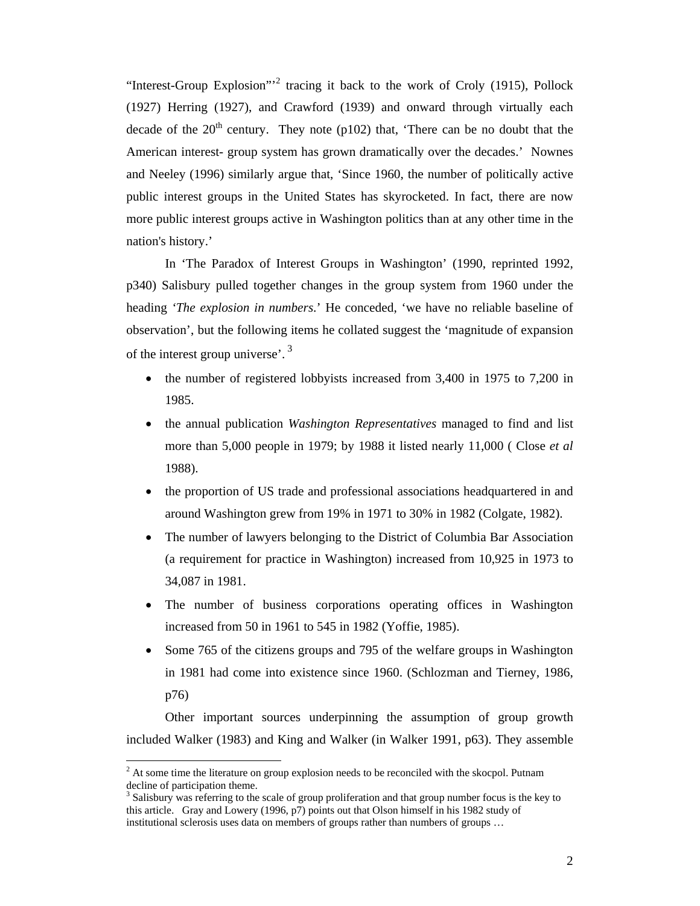"Interest-Group Explosion"'[2] tracing it back to the work of Croly (1915), Pollock (1927) Herring (1927), and Crawford (1939) and onward through virtually each decade of the 20th century. They note (p102) that, 'There can be no doubt that the American interest- group system has grown dramatically over the decades.' Nownes and Neeley (1996) similarly argue that, 'Since 1960, the number of politically active public interest groups in the United States has skyrocketed. In fact, there are now more public interest groups active in Washington politics than at any other time in the nation's history.'

In 'The Paradox of Interest Groups in Washington' (1990, reprinted 1992, p340) Salisbury pulled together changes in the group system from 1960 under the heading '*The explosion in numbers.*' He conceded, 'we have no reliable baseline of observation', but the following items he collated suggest the 'magnitude of expansion of the interest group universe'. [3]

- the number of registered lobbyists increased from 3,400 in 1975 to 7,200 in 1985.
- the annual publication *Washington Representatives* managed to find and list more than 5,000 people in 1979; by 1988 it listed nearly 11,000 ( Close *et al* 1988).
- the proportion of US trade and professional associations headquartered in and around Washington grew from 19% in 1971 to 30% in 1982 (Colgate, 1982).
- The number of lawyers belonging to the District of Columbia Bar Association (a requirement for practice in Washington) increased from 10,925 in 1973 to 34,087 in 1981.
- The number of business corporations operating offices in Washington increased from 50 in 1961 to 545 in 1982 (Yoffie, 1985).
- Some 765 of the citizens groups and 795 of the welfare groups in Washington in 1981 had come into existence since 1960. (Schlozman and Tierney, 1986, p76)

Other important sources underpinning the assumption of group growth included Walker (1983) and King and Walker (in Walker 1991, p63). They assemble

---

[2] At some time the literature on group explosion needs to be reconciled with the skocpol. Putnam decline of participation theme.

[3] Salisbury was referring to the scale of group proliferation and that group number focus is the key to this article. Gray and Lowery (1996, p7) points out that Olson himself in his 1982 study of institutional sclerosis uses data on members of groups rather than numbers of groups …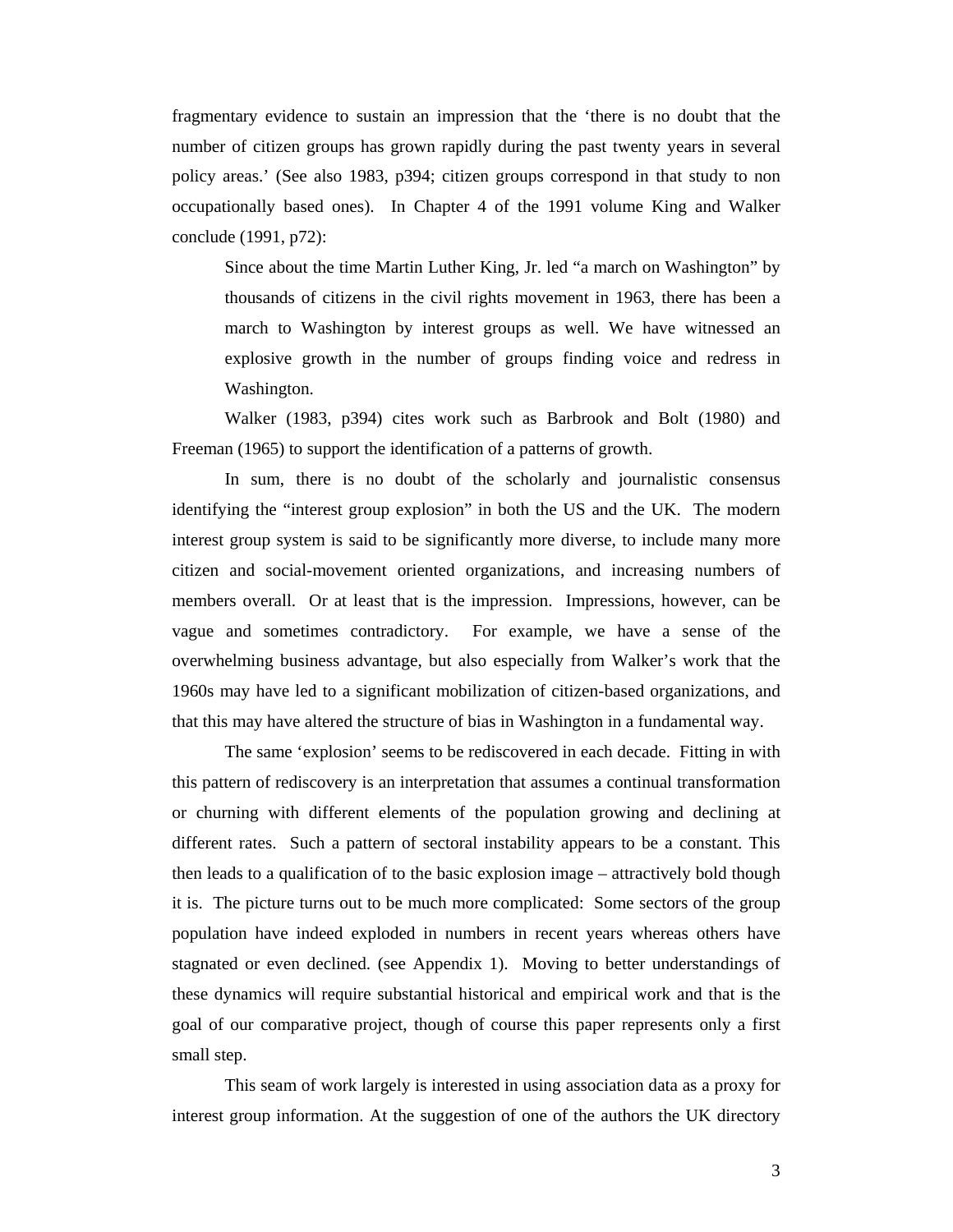fragmentary evidence to sustain an impression that the 'there is no doubt that the number of citizen groups has grown rapidly during the past twenty years in several policy areas.' (See also 1983, p394; citizen groups correspond in that study to non occupationally based ones). In Chapter 4 of the 1991 volume King and Walker conclude (1991, p72):

> Since about the time Martin Luther King, Jr. led "a march on Washington" by thousands of citizens in the civil rights movement in 1963, there has been a march to Washington by interest groups as well. We have witnessed an explosive growth in the number of groups finding voice and redress in Washington.

Walker (1983, p394) cites work such as Barbrook and Bolt (1980) and Freeman (1965) to support the identification of a patterns of growth.

In sum, there is no doubt of the scholarly and journalistic consensus identifying the "interest group explosion" in both the US and the UK. The modern interest group system is said to be significantly more diverse, to include many more citizen and social-movement oriented organizations, and increasing numbers of members overall. Or at least that is the impression. Impressions, however, can be vague and sometimes contradictory. For example, we have a sense of the overwhelming business advantage, but also especially from Walker's work that the 1960s may have led to a significant mobilization of citizen-based organizations, and that this may have altered the structure of bias in Washington in a fundamental way.

The same 'explosion' seems to be rediscovered in each decade. Fitting in with this pattern of rediscovery is an interpretation that assumes a continual transformation or churning with different elements of the population growing and declining at different rates. Such a pattern of sectoral instability appears to be a constant. This then leads to a qualification of to the basic explosion image – attractively bold though it is. The picture turns out to be much more complicated: Some sectors of the group population have indeed exploded in numbers in recent years whereas others have stagnated or even declined. (see Appendix 1). Moving to better understandings of these dynamics will require substantial historical and empirical work and that is the goal of our comparative project, though of course this paper represents only a first small step.

This seam of work largely is interested in using association data as a proxy for interest group information. At the suggestion of one of the authors the UK directory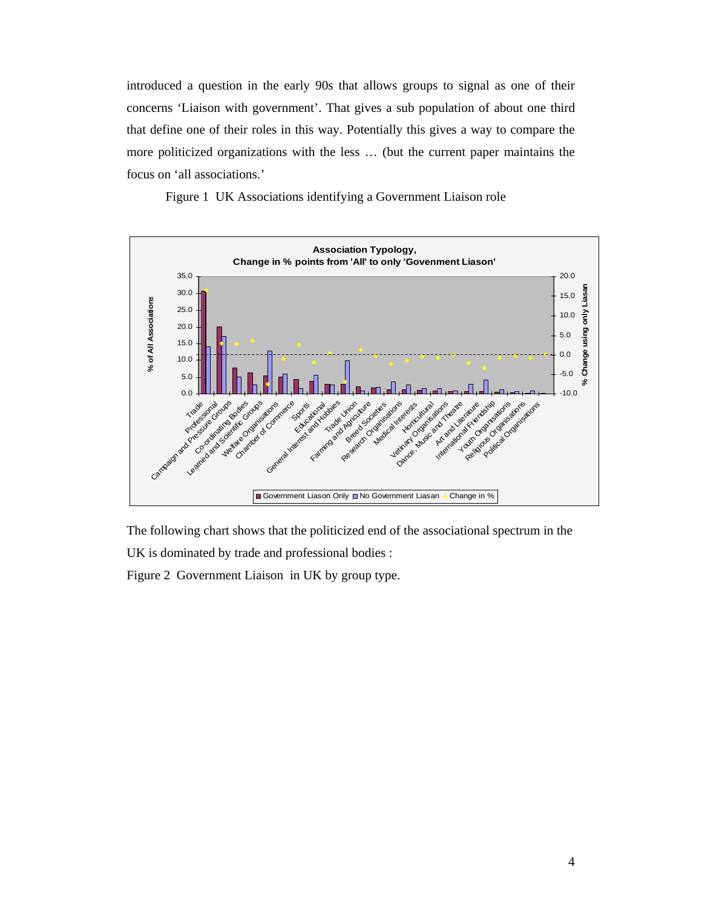introduced a question in the early 90s that allows groups to signal as one of their concerns 'Liaison with government'. That gives a sub population of about one third that define one of their roles in this way. Potentially this gives a way to compare the more politicized organizations with the less … (but the current paper maintains the focus on 'all associations.'

Figure 1  UK Associations identifying a Government Liaison role

The following chart shows that the politicized end of the associational spectrum in the UK is dominated by trade and professional bodies :

Figure 2  Government Liaison  in UK by group type.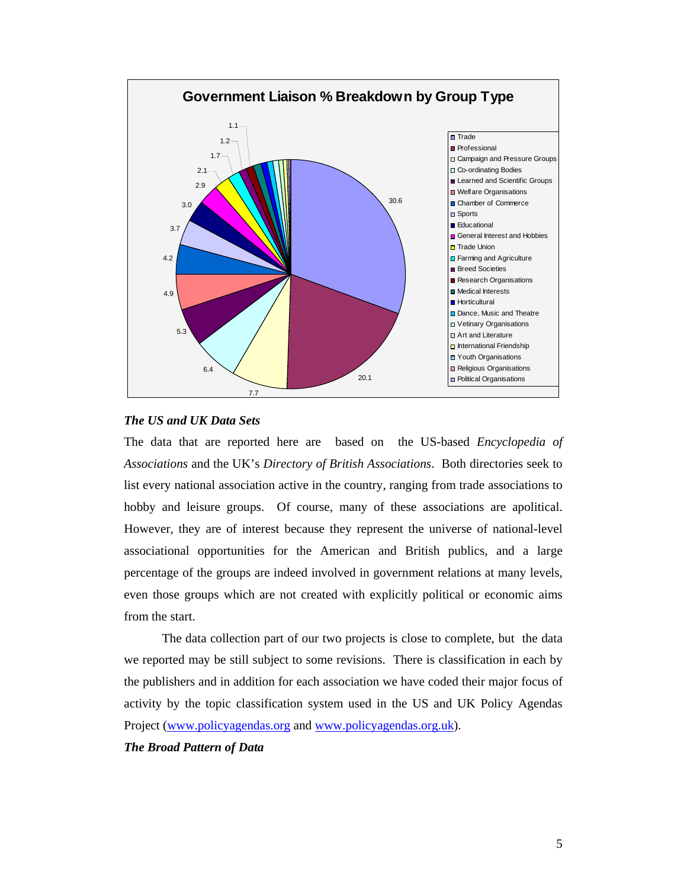**Government Liaison % Breakdown by Group Type**

| Group Type | % |
|---|---|
| Trade | 30.6 |
| Professional | 20.1 |
| Campaign and Pressure Groups | 7.7 |
| Co-ordinating Bodies | 6.4 |
| Learned and Scientific Groups | 5.3 |
| Welfare Organisations | 4.9 |
| Chamber of Commerce | 4.2 |
| Sports | 3.7 |
| Educational | 3.0 |
| General Interest and Hobbies | 2.9 |
| Trade Union | 2.1 |
| Farming and Agriculture | 1.7 |
| Breed Societies | 1.2 |
| Research Organisations | 1.1 |
| Medical Interests | |
| Horticultural | |
| Dance, Music and Theatre | |
| Vetinary Organisations | |
| Art and Literature | |
| International Friendship | |
| Youth Organisations | |
| Religious Organisations | |
| Political Organisations | |

***The US and UK Data Sets***

The data that are reported here are based on the US-based *Encyclopedia of Associations* and the UK's *Directory of British Associations*. Both directories seek to list every national association active in the country, ranging from trade associations to hobby and leisure groups. Of course, many of these associations are apolitical. However, they are of interest because they represent the universe of national-level associational opportunities for the American and British publics, and a large percentage of the groups are indeed involved in government relations at many levels, even those groups which are not created with explicitly political or economic aims from the start.

The data collection part of our two projects is close to complete, but the data we reported may be still subject to some revisions. There is classification in each by the publishers and in addition for each association we have coded their major focus of activity by the topic classification system used in the US and UK Policy Agendas Project (www.policyagendas.org and www.policyagendas.org.uk).

***The Broad Pattern of Data***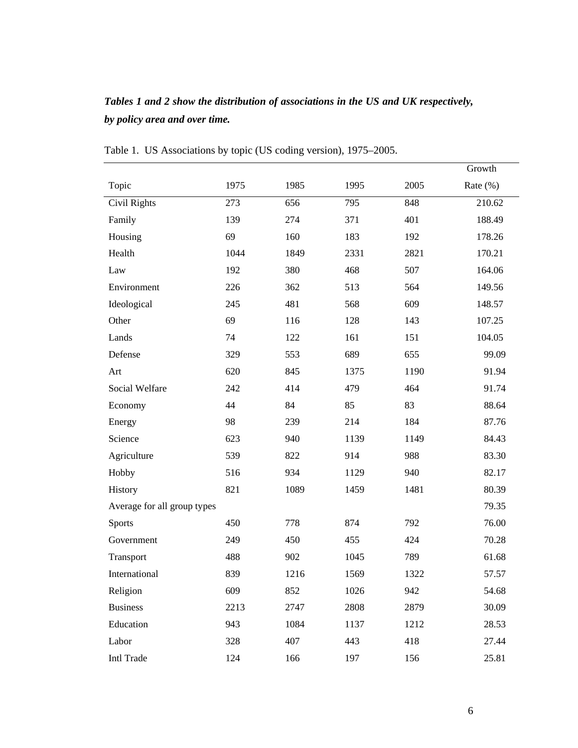***Tables 1 and 2 show the distribution of associations in the US and UK respectively, by policy area and over time.***

Table 1. US Associations by topic (US coding version), 1975–2005.

| Topic | 1975 | 1985 | 1995 | 2005 | Growth Rate (%) |
|---|---|---|---|---|---|
| Civil Rights | 273 | 656 | 795 | 848 | 210.62 |
| Family | 139 | 274 | 371 | 401 | 188.49 |
| Housing | 69 | 160 | 183 | 192 | 178.26 |
| Health | 1044 | 1849 | 2331 | 2821 | 170.21 |
| Law | 192 | 380 | 468 | 507 | 164.06 |
| Environment | 226 | 362 | 513 | 564 | 149.56 |
| Ideological | 245 | 481 | 568 | 609 | 148.57 |
| Other | 69 | 116 | 128 | 143 | 107.25 |
| Lands | 74 | 122 | 161 | 151 | 104.05 |
| Defense | 329 | 553 | 689 | 655 | 99.09 |
| Art | 620 | 845 | 1375 | 1190 | 91.94 |
| Social Welfare | 242 | 414 | 479 | 464 | 91.74 |
| Economy | 44 | 84 | 85 | 83 | 88.64 |
| Energy | 98 | 239 | 214 | 184 | 87.76 |
| Science | 623 | 940 | 1139 | 1149 | 84.43 |
| Agriculture | 539 | 822 | 914 | 988 | 83.30 |
| Hobby | 516 | 934 | 1129 | 940 | 82.17 |
| History | 821 | 1089 | 1459 | 1481 | 80.39 |
| Average for all group types | | | | | 79.35 |
| Sports | 450 | 778 | 874 | 792 | 76.00 |
| Government | 249 | 450 | 455 | 424 | 70.28 |
| Transport | 488 | 902 | 1045 | 789 | 61.68 |
| International | 839 | 1216 | 1569 | 1322 | 57.57 |
| Religion | 609 | 852 | 1026 | 942 | 54.68 |
| Business | 2213 | 2747 | 2808 | 2879 | 30.09 |
| Education | 943 | 1084 | 1137 | 1212 | 28.53 |
| Labor | 328 | 407 | 443 | 418 | 27.44 |
| Intl Trade | 124 | 166 | 197 | 156 | 25.81 |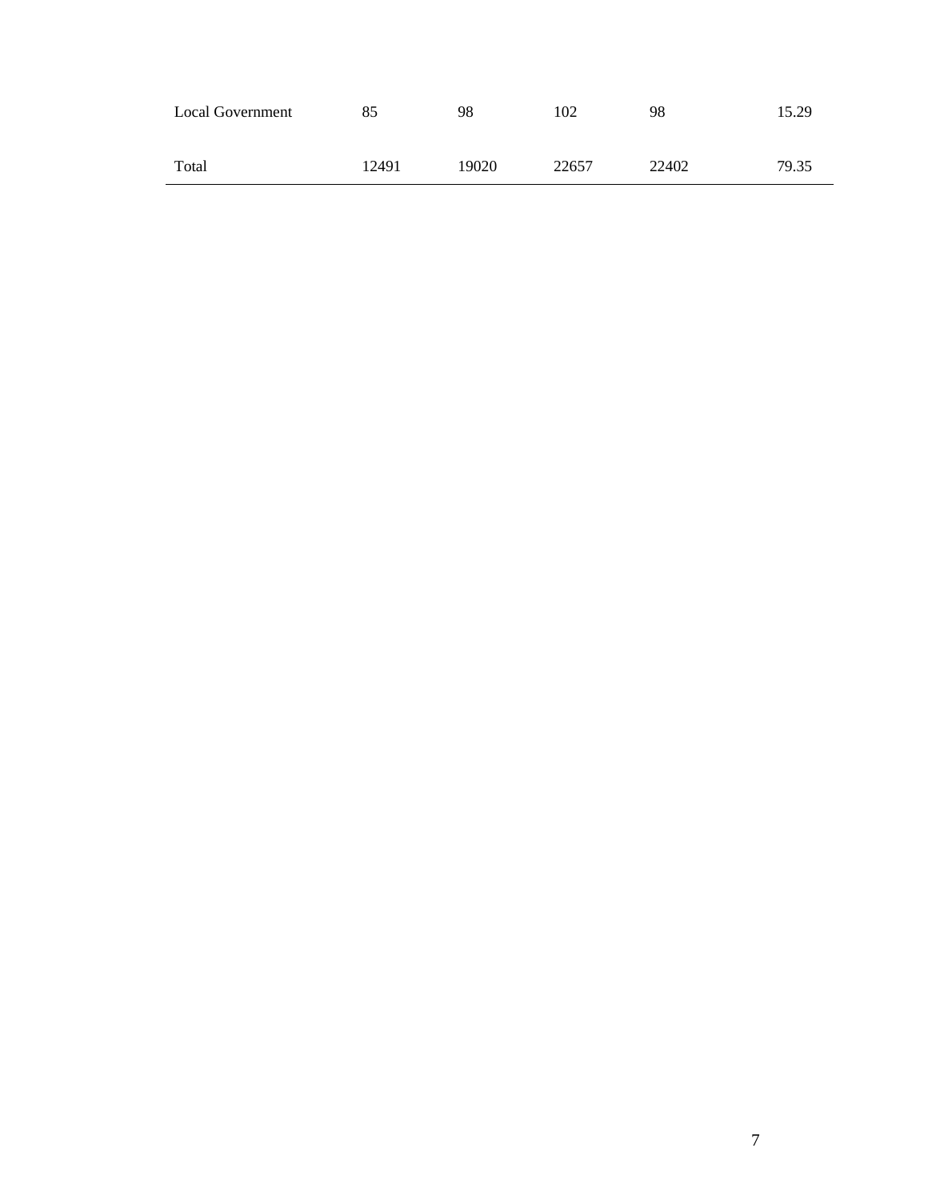| | | | | | |
|---|---|---|---|---|---|
| Local Government | 85 | 98 | 102 | 98 | 15.29 |
| Total | 12491 | 19020 | 22657 | 22402 | 79.35 |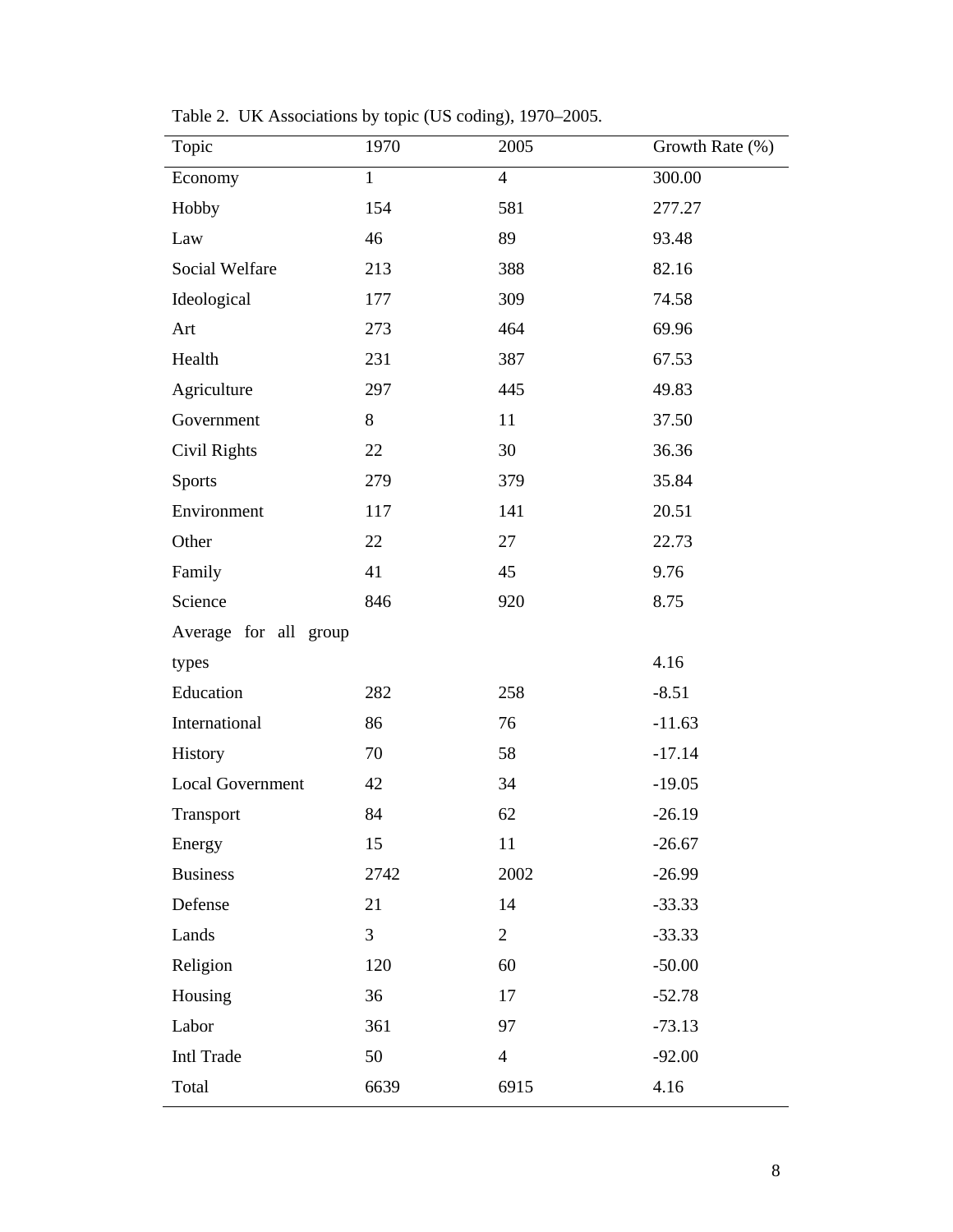Table 2. UK Associations by topic (US coding), 1970–2005.

| Topic | 1970 | 2005 | Growth Rate (%) |
|---|---|---|---|
| Economy | 1 | 4 | 300.00 |
| Hobby | 154 | 581 | 277.27 |
| Law | 46 | 89 | 93.48 |
| Social Welfare | 213 | 388 | 82.16 |
| Ideological | 177 | 309 | 74.58 |
| Art | 273 | 464 | 69.96 |
| Health | 231 | 387 | 67.53 |
| Agriculture | 297 | 445 | 49.83 |
| Government | 8 | 11 | 37.50 |
| Civil Rights | 22 | 30 | 36.36 |
| Sports | 279 | 379 | 35.84 |
| Environment | 117 | 141 | 20.51 |
| Other | 22 | 27 | 22.73 |
| Family | 41 | 45 | 9.76 |
| Science | 846 | 920 | 8.75 |
| Average for all group types | | | 4.16 |
| Education | 282 | 258 | -8.51 |
| International | 86 | 76 | -11.63 |
| History | 70 | 58 | -17.14 |
| Local Government | 42 | 34 | -19.05 |
| Transport | 84 | 62 | -26.19 |
| Energy | 15 | 11 | -26.67 |
| Business | 2742 | 2002 | -26.99 |
| Defense | 21 | 14 | -33.33 |
| Lands | 3 | 2 | -33.33 |
| Religion | 120 | 60 | -50.00 |
| Housing | 36 | 17 | -52.78 |
| Labor | 361 | 97 | -73.13 |
| Intl Trade | 50 | 4 | -92.00 |
| Total | 6639 | 6915 | 4.16 |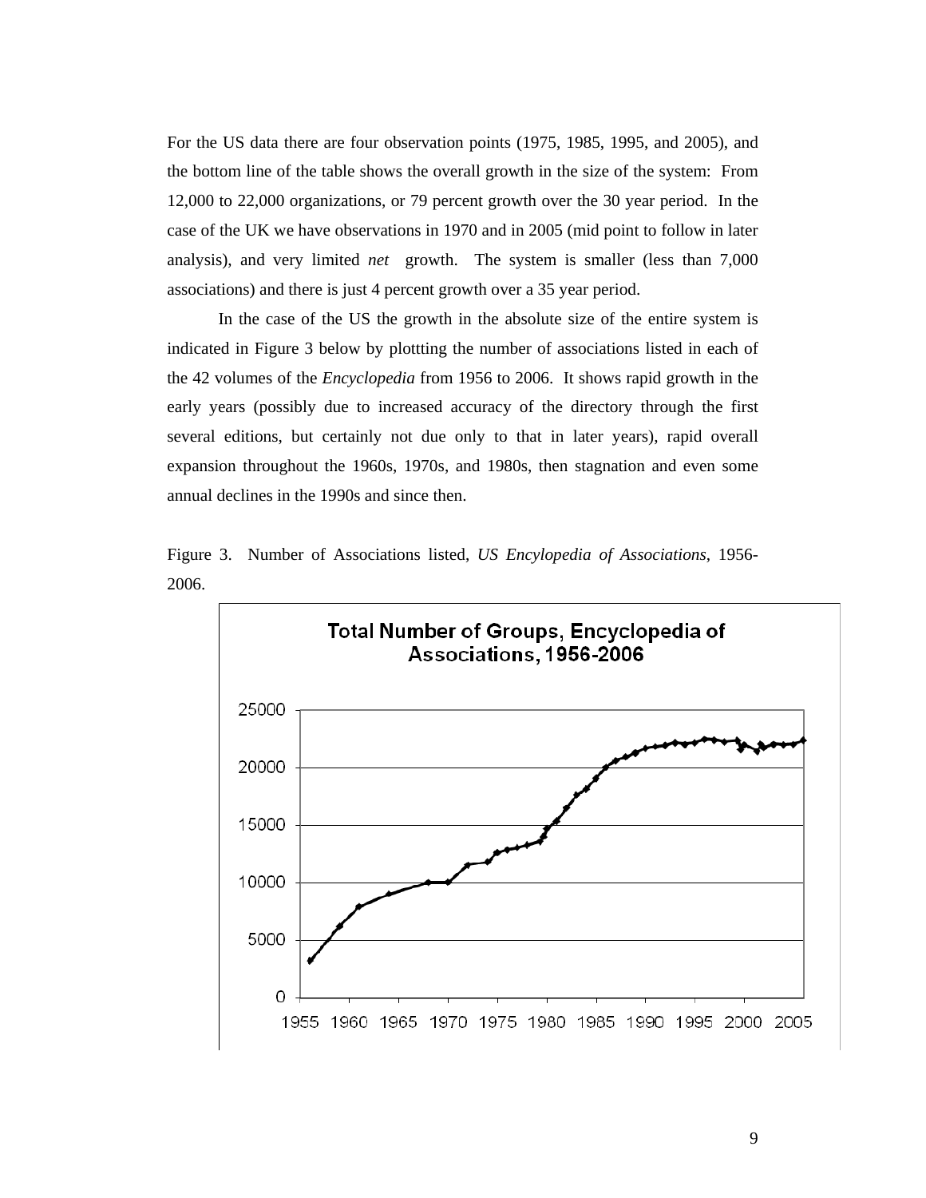For the US data there are four observation points (1975, 1985, 1995, and 2005), and the bottom line of the table shows the overall growth in the size of the system: From 12,000 to 22,000 organizations, or 79 percent growth over the 30 year period. In the case of the UK we have observations in 1970 and in 2005 (mid point to follow in later analysis), and very limited *net* growth. The system is smaller (less than 7,000 associations) and there is just 4 percent growth over a 35 year period.

In the case of the US the growth in the absolute size of the entire system is indicated in Figure 3 below by plottting the number of associations listed in each of the 42 volumes of the *Encyclopedia* from 1956 to 2006. It shows rapid growth in the early years (possibly due to increased accuracy of the directory through the first several editions, but certainly not due only to that in later years), rapid overall expansion throughout the 1960s, 1970s, and 1980s, then stagnation and even some annual declines in the 1990s and since then.

Figure 3. Number of Associations listed, *US Encylopedia of Associations*, 1956-2006.

**Total Number of Groups, Encyclopedia of Associations, 1956-2006**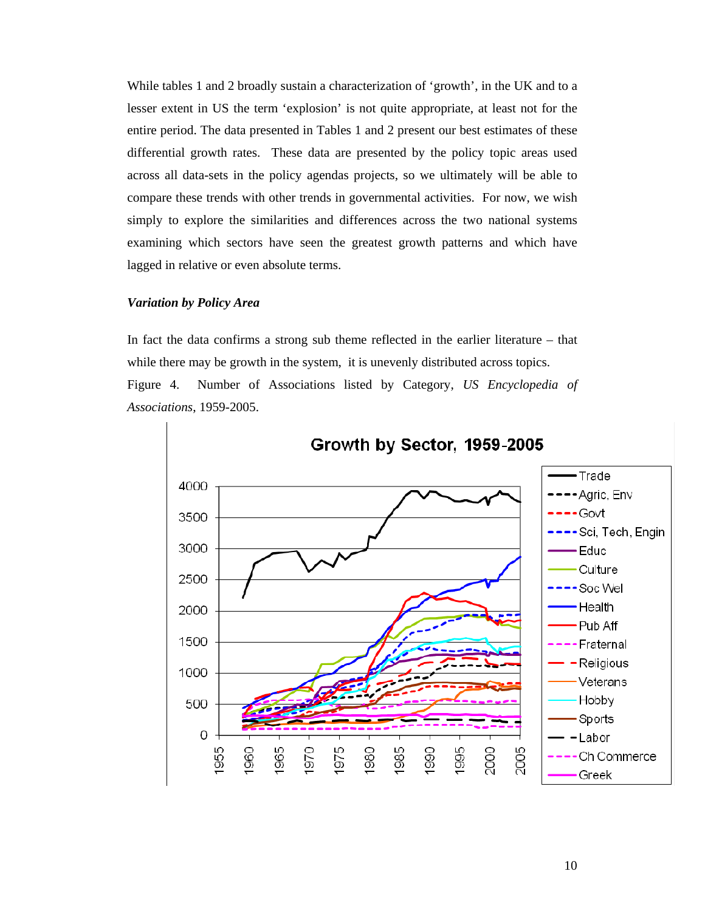While tables 1 and 2 broadly sustain a characterization of 'growth', in the UK and to a lesser extent in US the term 'explosion' is not quite appropriate, at least not for the entire period. The data presented in Tables 1 and 2 present our best estimates of these differential growth rates. These data are presented by the policy topic areas used across all data-sets in the policy agendas projects, so we ultimately will be able to compare these trends with other trends in governmental activities. For now, we wish simply to explore the similarities and differences across the two national systems examining which sectors have seen the greatest growth patterns and which have lagged in relative or even absolute terms.

***Variation by Policy Area***

In fact the data confirms a strong sub theme reflected in the earlier literature – that while there may be growth in the system, it is unevenly distributed across topics.

Figure 4. Number of Associations listed by Category, *US Encyclopedia of Associations*, 1959-2005.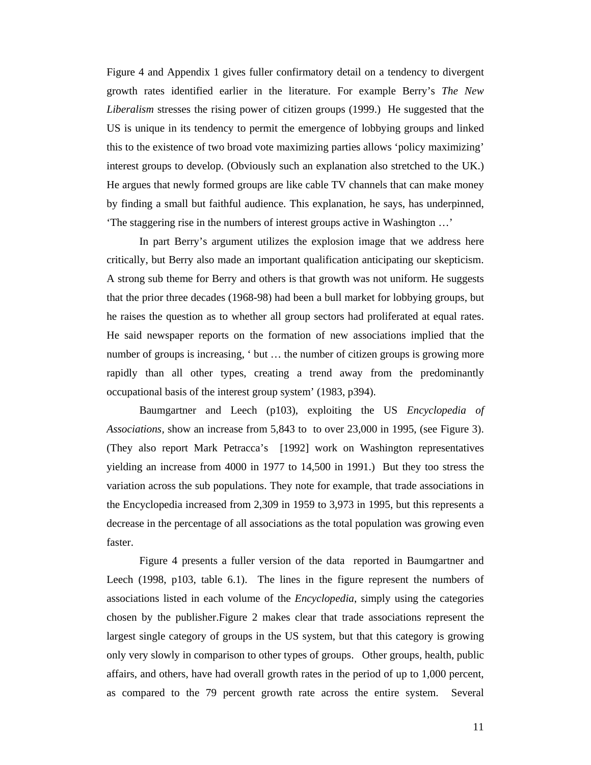Figure 4 and Appendix 1 gives fuller confirmatory detail on a tendency to divergent growth rates identified earlier in the literature. For example Berry's *The New Liberalism* stresses the rising power of citizen groups (1999.) He suggested that the US is unique in its tendency to permit the emergence of lobbying groups and linked this to the existence of two broad vote maximizing parties allows 'policy maximizing' interest groups to develop. (Obviously such an explanation also stretched to the UK.) He argues that newly formed groups are like cable TV channels that can make money by finding a small but faithful audience. This explanation, he says, has underpinned, 'The staggering rise in the numbers of interest groups active in Washington …'

In part Berry's argument utilizes the explosion image that we address here critically, but Berry also made an important qualification anticipating our skepticism. A strong sub theme for Berry and others is that growth was not uniform. He suggests that the prior three decades (1968-98) had been a bull market for lobbying groups, but he raises the question as to whether all group sectors had proliferated at equal rates. He said newspaper reports on the formation of new associations implied that the number of groups is increasing, ' but … the number of citizen groups is growing more rapidly than all other types, creating a trend away from the predominantly occupational basis of the interest group system' (1983, p394).

Baumgartner and Leech (p103), exploiting the US *Encyclopedia of Associations*, show an increase from 5,843 to to over 23,000 in 1995, (see Figure 3). (They also report Mark Petracca's [1992] work on Washington representatives yielding an increase from 4000 in 1977 to 14,500 in 1991.) But they too stress the variation across the sub populations. They note for example, that trade associations in the Encyclopedia increased from 2,309 in 1959 to 3,973 in 1995, but this represents a decrease in the percentage of all associations as the total population was growing even faster.

Figure 4 presents a fuller version of the data reported in Baumgartner and Leech (1998, p103, table 6.1). The lines in the figure represent the numbers of associations listed in each volume of the *Encyclopedia*, simply using the categories chosen by the publisher.Figure 2 makes clear that trade associations represent the largest single category of groups in the US system, but that this category is growing only very slowly in comparison to other types of groups. Other groups, health, public affairs, and others, have had overall growth rates in the period of up to 1,000 percent, as compared to the 79 percent growth rate across the entire system. Several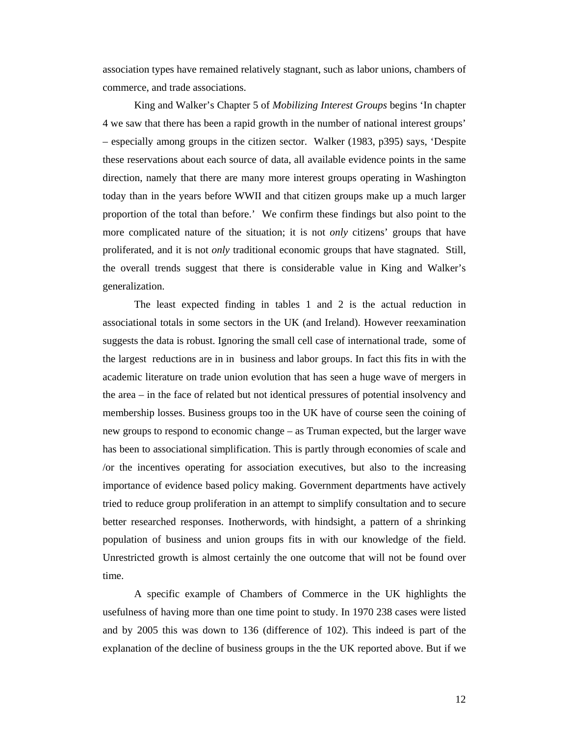association types have remained relatively stagnant, such as labor unions, chambers of commerce, and trade associations.

King and Walker's Chapter 5 of *Mobilizing Interest Groups* begins 'In chapter 4 we saw that there has been a rapid growth in the number of national interest groups' – especially among groups in the citizen sector. Walker (1983, p395) says, 'Despite these reservations about each source of data, all available evidence points in the same direction, namely that there are many more interest groups operating in Washington today than in the years before WWII and that citizen groups make up a much larger proportion of the total than before.' We confirm these findings but also point to the more complicated nature of the situation; it is not *only* citizens' groups that have proliferated, and it is not *only* traditional economic groups that have stagnated. Still, the overall trends suggest that there is considerable value in King and Walker's generalization.

The least expected finding in tables 1 and 2 is the actual reduction in associational totals in some sectors in the UK (and Ireland). However reexamination suggests the data is robust. Ignoring the small cell case of international trade, some of the largest reductions are in in business and labor groups. In fact this fits in with the academic literature on trade union evolution that has seen a huge wave of mergers in the area – in the face of related but not identical pressures of potential insolvency and membership losses. Business groups too in the UK have of course seen the coining of new groups to respond to economic change – as Truman expected, but the larger wave has been to associational simplification. This is partly through economies of scale and /or the incentives operating for association executives, but also to the increasing importance of evidence based policy making. Government departments have actively tried to reduce group proliferation in an attempt to simplify consultation and to secure better researched responses. Inotherwords, with hindsight, a pattern of a shrinking population of business and union groups fits in with our knowledge of the field. Unrestricted growth is almost certainly the one outcome that will not be found over time.

A specific example of Chambers of Commerce in the UK highlights the usefulness of having more than one time point to study. In 1970 238 cases were listed and by 2005 this was down to 136 (difference of 102). This indeed is part of the explanation of the decline of business groups in the the UK reported above. But if we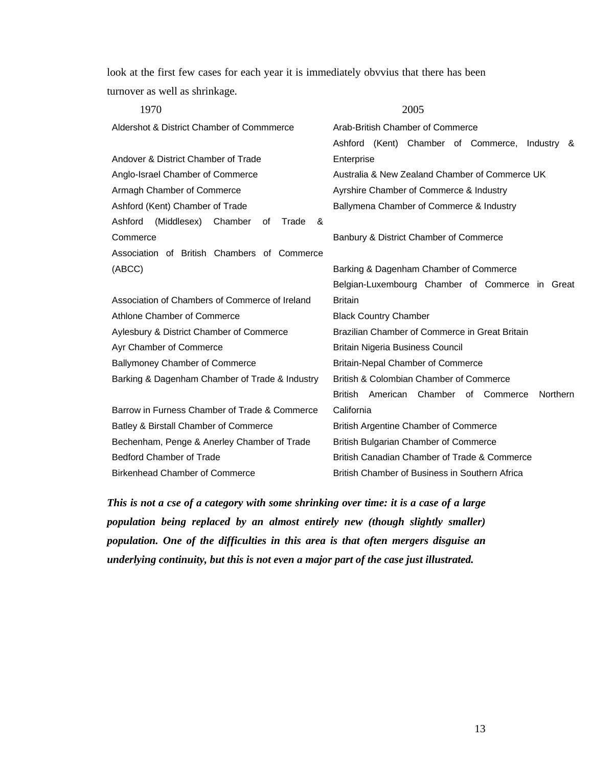look at the first few cases for each year it is immediately obvvius that there has been turnover as well as shrinkage.

| 1970 | 2005 |
|---|---|
| Aldershot & District Chamber of Commmerce | Arab-British Chamber of Commerce |
| Andover & District Chamber of Trade | Ashford (Kent) Chamber of Commerce, Industry & Enterprise |
| Anglo-Israel Chamber of Commerce | Australia & New Zealand Chamber of Commerce UK |
| Armagh Chamber of Commerce | Ayrshire Chamber of Commerce & Industry |
| Ashford (Kent) Chamber of Trade | Ballymena Chamber of Commerce & Industry |
| Ashford (Middlesex) Chamber of Trade & Commerce | Banbury & District Chamber of Commerce |
| Association of British Chambers of Commerce (ABCC) | Barking & Dagenham Chamber of Commerce |
| Association of Chambers of Commerce of Ireland | Belgian-Luxembourg Chamber of Commerce in Great Britain |
| Athlone Chamber of Commerce | Black Country Chamber |
| Aylesbury & District Chamber of Commerce | Brazilian Chamber of Commerce in Great Britain |
| Ayr Chamber of Commerce | Britain Nigeria Business Council |
| Ballymoney Chamber of Commerce | Britain-Nepal Chamber of Commerce |
| Barking & Dagenham Chamber of Trade & Industry | British & Colombian Chamber of Commerce |
| Barrow in Furness Chamber of Trade & Commerce | British American Chamber of Commerce Northern California |
| Batley & Birstall Chamber of Commerce | British Argentine Chamber of Commerce |
| Bechenham, Penge & Anerley Chamber of Trade | British Bulgarian Chamber of Commerce |
| Bedford Chamber of Trade | British Canadian Chamber of Trade & Commerce |
| Birkenhead Chamber of Commerce | British Chamber of Business in Southern Africa |

***This is not a cse of a category with some shrinking over time: it is a case of a large population being replaced by an almost entirely new (though slightly smaller) population. One of the difficulties in this area is that often mergers disguise an underlying continuity, but this is not even a major part of the case just illustrated.***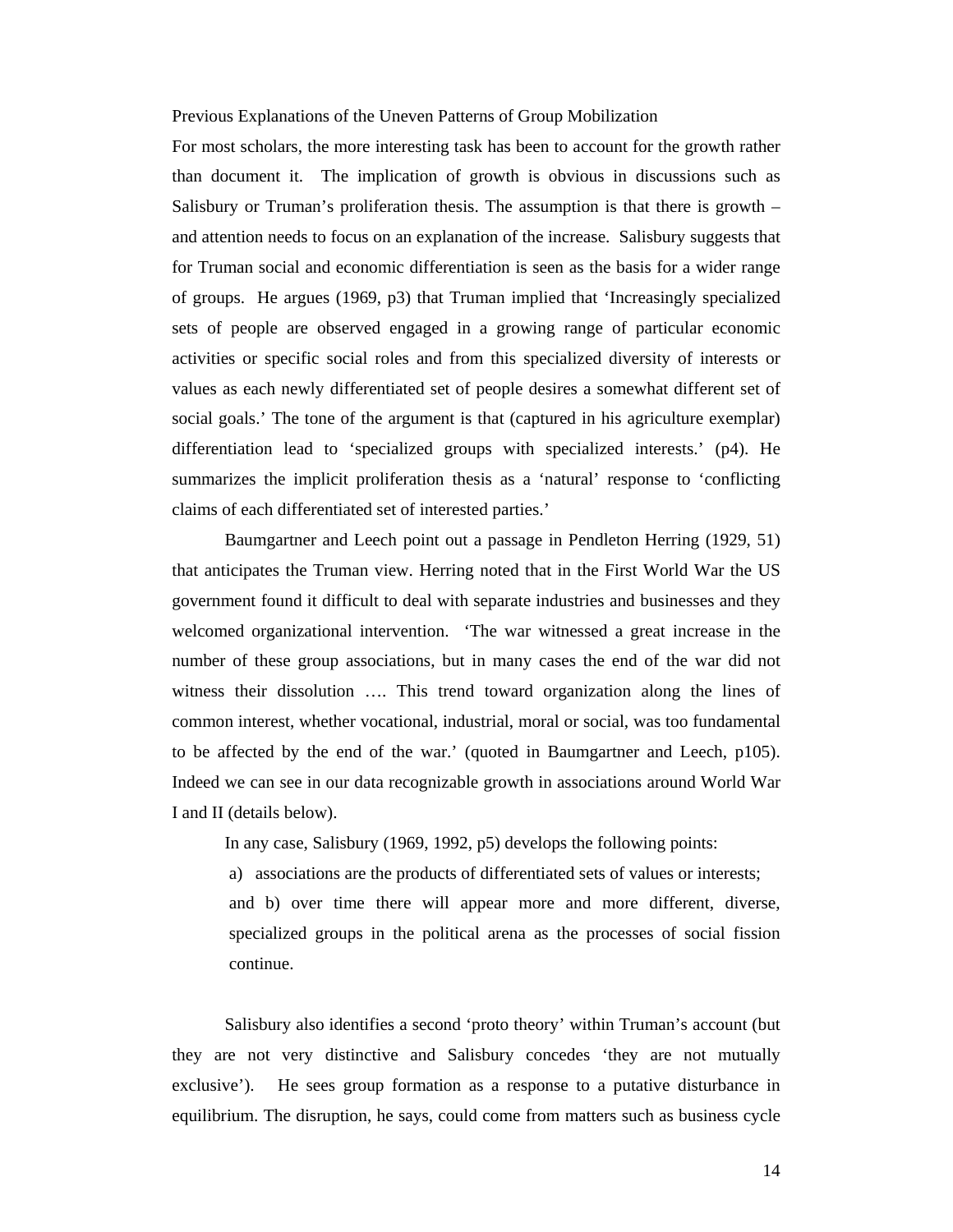## Previous Explanations of the Uneven Patterns of Group Mobilization

For most scholars, the more interesting task has been to account for the growth rather than document it. The implication of growth is obvious in discussions such as Salisbury or Truman's proliferation thesis. The assumption is that there is growth – and attention needs to focus on an explanation of the increase. Salisbury suggests that for Truman social and economic differentiation is seen as the basis for a wider range of groups. He argues (1969, p3) that Truman implied that 'Increasingly specialized sets of people are observed engaged in a growing range of particular economic activities or specific social roles and from this specialized diversity of interests or values as each newly differentiated set of people desires a somewhat different set of social goals.' The tone of the argument is that (captured in his agriculture exemplar) differentiation lead to 'specialized groups with specialized interests.' (p4). He summarizes the implicit proliferation thesis as a 'natural' response to 'conflicting claims of each differentiated set of interested parties.'

Baumgartner and Leech point out a passage in Pendleton Herring (1929, 51) that anticipates the Truman view. Herring noted that in the First World War the US government found it difficult to deal with separate industries and businesses and they welcomed organizational intervention. 'The war witnessed a great increase in the number of these group associations, but in many cases the end of the war did not witness their dissolution …. This trend toward organization along the lines of common interest, whether vocational, industrial, moral or social, was too fundamental to be affected by the end of the war.' (quoted in Baumgartner and Leech, p105). Indeed we can see in our data recognizable growth in associations around World War I and II (details below).

In any case, Salisbury (1969, 1992, p5) develops the following points:

a) associations are the products of differentiated sets of values or interests;

and b) over time there will appear more and more different, diverse, specialized groups in the political arena as the processes of social fission continue.

Salisbury also identifies a second 'proto theory' within Truman's account (but they are not very distinctive and Salisbury concedes 'they are not mutually exclusive'). He sees group formation as a response to a putative disturbance in equilibrium. The disruption, he says, could come from matters such as business cycle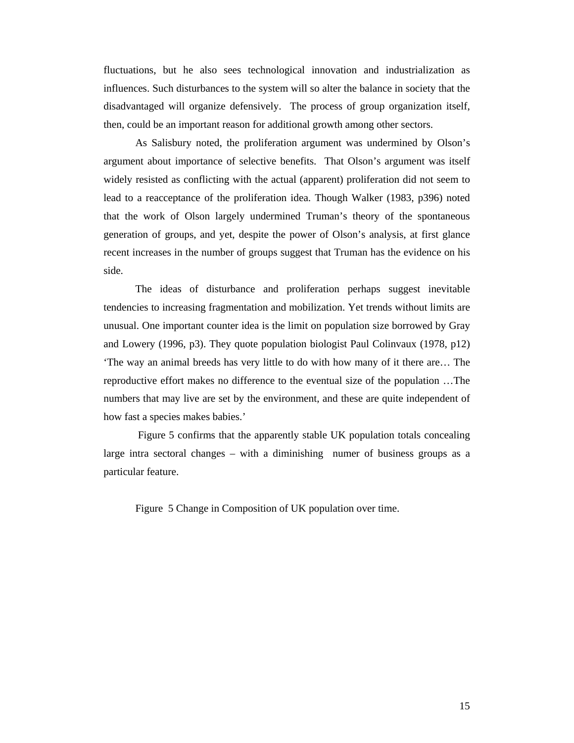fluctuations, but he also sees technological innovation and industrialization as influences. Such disturbances to the system will so alter the balance in society that the disadvantaged will organize defensively. The process of group organization itself, then, could be an important reason for additional growth among other sectors.

As Salisbury noted, the proliferation argument was undermined by Olson's argument about importance of selective benefits. That Olson's argument was itself widely resisted as conflicting with the actual (apparent) proliferation did not seem to lead to a reacceptance of the proliferation idea. Though Walker (1983, p396) noted that the work of Olson largely undermined Truman's theory of the spontaneous generation of groups, and yet, despite the power of Olson's analysis, at first glance recent increases in the number of groups suggest that Truman has the evidence on his side.

The ideas of disturbance and proliferation perhaps suggest inevitable tendencies to increasing fragmentation and mobilization. Yet trends without limits are unusual. One important counter idea is the limit on population size borrowed by Gray and Lowery (1996, p3). They quote population biologist Paul Colinvaux (1978, p12) 'The way an animal breeds has very little to do with how many of it there are… The reproductive effort makes no difference to the eventual size of the population …The numbers that may live are set by the environment, and these are quite independent of how fast a species makes babies.'

Figure 5 confirms that the apparently stable UK population totals concealing large intra sectoral changes – with a diminishing numer of business groups as a particular feature.

Figure 5 Change in Composition of UK population over time.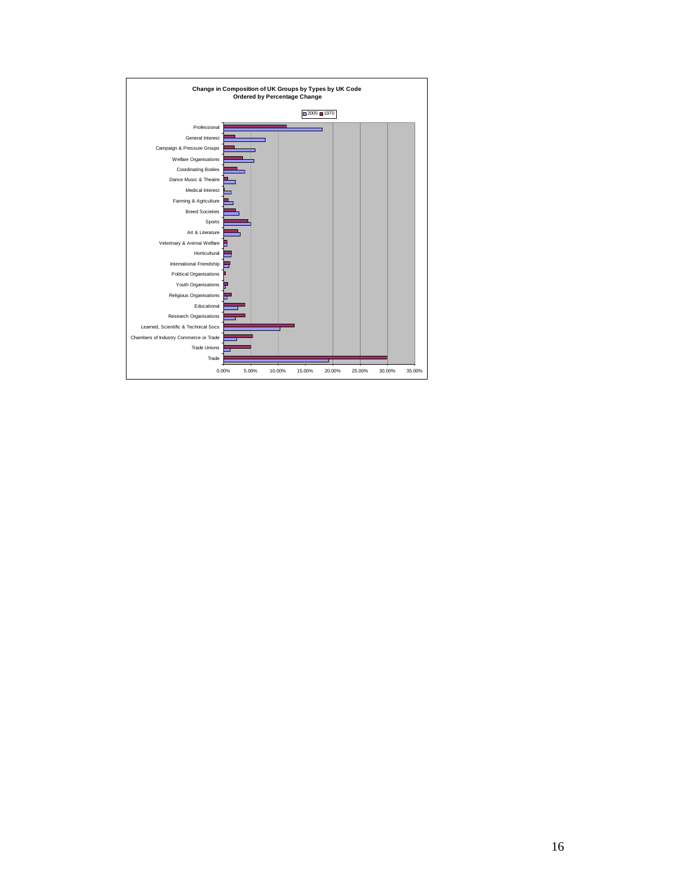**Change in Composition of UK Groups by Types by UK Code**
**Ordered by Percentage Change**

Legend: 2005, 1970

- Professional
- General Interest
- Campaign & Pressure Groups
- Welfare Organisations
- Coordinating Bodies
- Dance Music & Theatre
- Medical Interest
- Farming & Agriculture
- Breed Societies
- Sports
- Art & Literature
- Veterinary & Animal Welfare
- Horticultural
- International Friendship
- Political Organisations
- Youth Organisations
- Religious Organisations
- Educational
- Research Organisations
- Learned, Scientific & Technical Socs
- Chambers of Industry Commerce or Trade
- Trade Unions
- Trade

0.00% 5.00% 10.00% 15.00% 20.00% 25.00% 30.00% 35.00%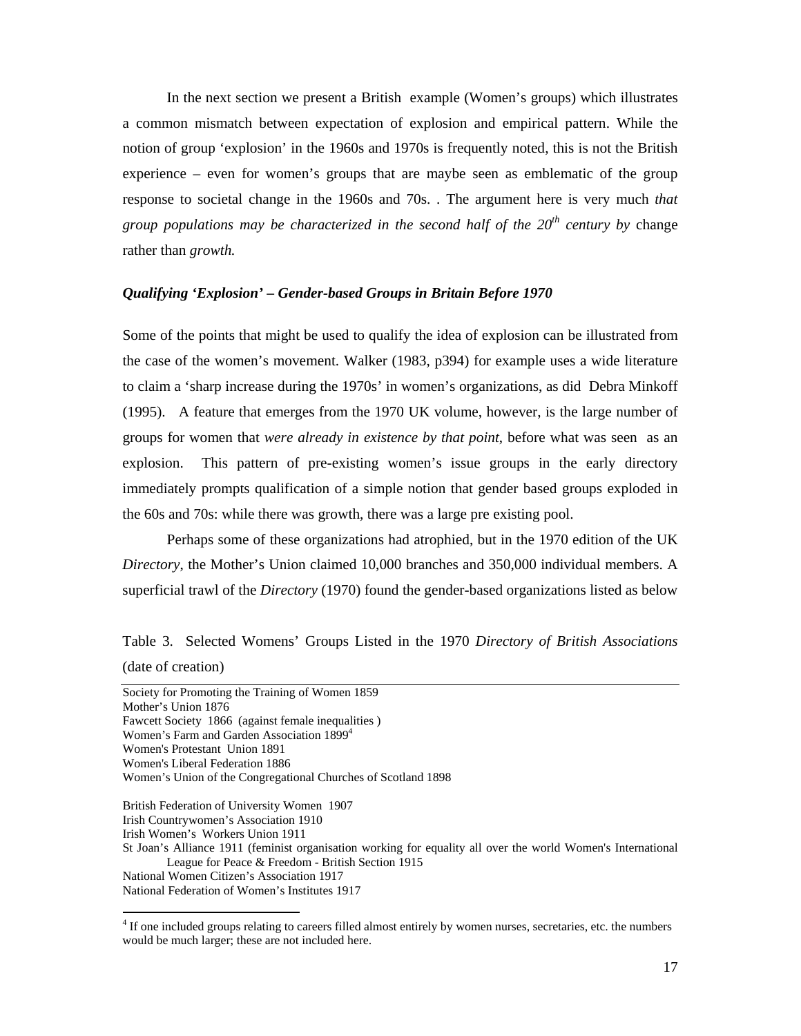In the next section we present a British  example (Women's groups) which illustrates a common mismatch between expectation of explosion and empirical pattern. While the notion of group 'explosion' in the 1960s and 1970s is frequently noted, this is not the British experience – even for women's groups that are maybe seen as emblematic of the group response to societal change in the 1960s and 70s. . The argument here is very much *that group populations may be characterized in the second half of the 20th century by* change rather than *growth.*

### *Qualifying 'Explosion' – Gender-based Groups in Britain Before 1970*

Some of the points that might be used to qualify the idea of explosion can be illustrated from the case of the women's movement. Walker (1983, p394) for example uses a wide literature to claim a 'sharp increase during the 1970s' in women's organizations, as did  Debra Minkoff (1995).   A feature that emerges from the 1970 UK volume, however, is the large number of groups for women that *were already in existence by that point*, before what was seen  as an explosion.   This pattern of pre-existing women's issue groups in the early directory immediately prompts qualification of a simple notion that gender based groups exploded in the 60s and 70s: while there was growth, there was a large pre existing pool.

Perhaps some of these organizations had atrophied, but in the 1970 edition of the UK *Directory*, the Mother's Union claimed 10,000 branches and 350,000 individual members. A superficial trawl of the *Directory* (1970) found the gender-based organizations listed as below

Table 3.  Selected Womens' Groups Listed in the 1970 *Directory of British Associations* (date of creation)

Society for Promoting the Training of Women 1859
Mother's Union 1876
Fawcett Society  1866  (against female inequalities )
Women's Farm and Garden Association 1899[4]
Women's Protestant  Union 1891
Women's Liberal Federation 1886
Women's Union of the Congregational Churches of Scotland 1898

British Federation of University Women  1907
Irish Countrywomen's Association 1910
Irish Women's  Workers Union 1911
St Joan's Alliance 1911 (feminist organisation working for equality all over the world Women's International League for Peace & Freedom - British Section 1915
National Women Citizen's Association 1917
National Federation of Women's Institutes 1917

[4] If one included groups relating to careers filled almost entirely by women nurses, secretaries, etc. the numbers would be much larger; these are not included here.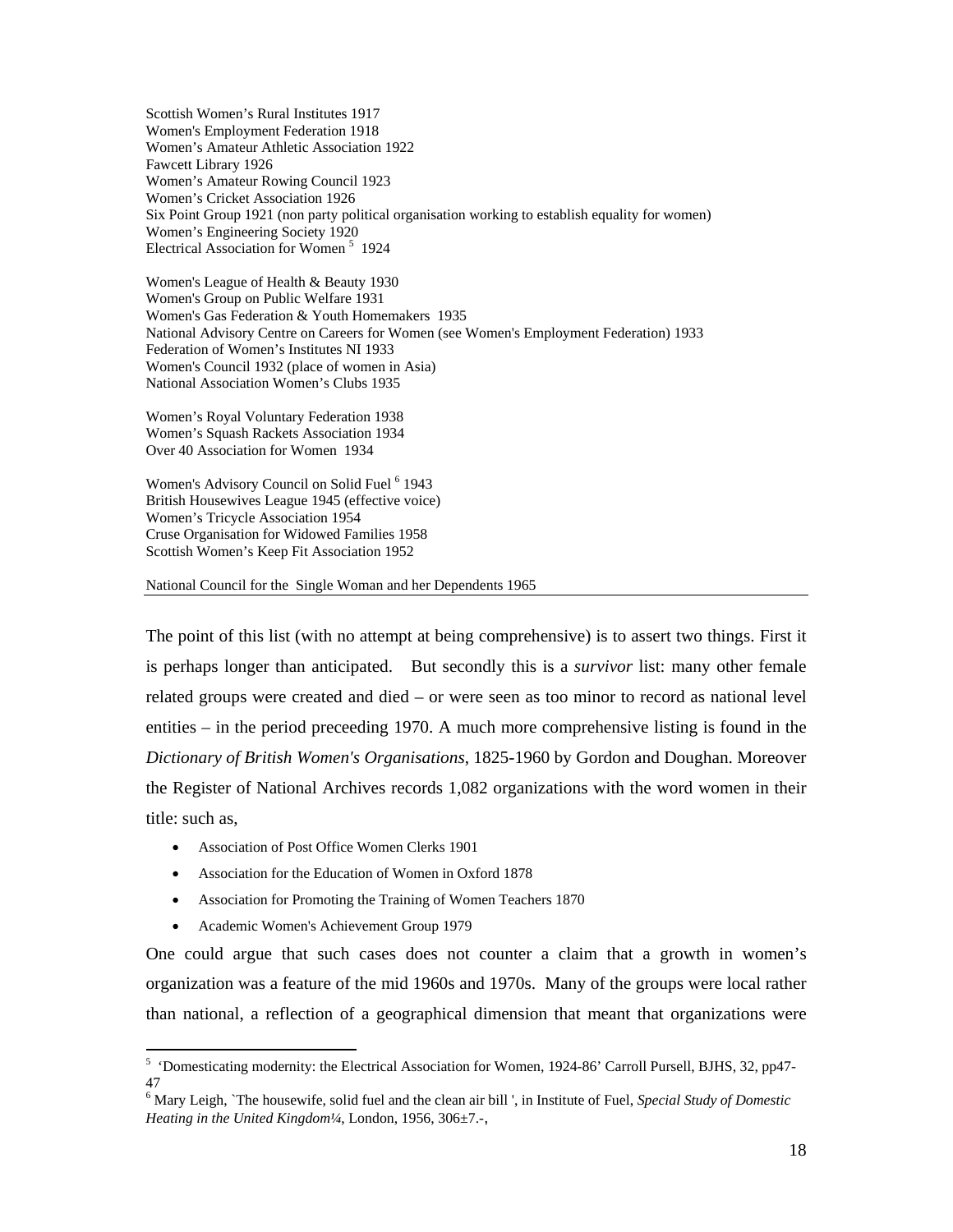Scottish Women's Rural Institutes 1917
Women's Employment Federation 1918
Women's Amateur Athletic Association 1922
Fawcett Library 1926
Women's Amateur Rowing Council 1923
Women's Cricket Association 1926
Six Point Group 1921 (non party political organisation working to establish equality for women)
Women's Engineering Society 1920
Electrical Association for Women [5] 1924

Women's League of Health & Beauty 1930
Women's Group on Public Welfare 1931
Women's Gas Federation & Youth Homemakers 1935
National Advisory Centre on Careers for Women (see Women's Employment Federation) 1933
Federation of Women's Institutes NI 1933
Women's Council 1932 (place of women in Asia)
National Association Women's Clubs 1935

Women's Royal Voluntary Federation 1938
Women's Squash Rackets Association 1934
Over 40 Association for Women 1934

Women's Advisory Council on Solid Fuel [6] 1943
British Housewives League 1945 (effective voice)
Women's Tricycle Association 1954
Cruse Organisation for Widowed Families 1958
Scottish Women's Keep Fit Association 1952

National Council for the Single Woman and her Dependents 1965

---

The point of this list (with no attempt at being comprehensive) is to assert two things. First it is perhaps longer than anticipated. But secondly this is a *survivor* list: many other female related groups were created and died – or were seen as too minor to record as national level entities – in the period preceeding 1970. A much more comprehensive listing is found in the *Dictionary of British Women's Organisations*, 1825-1960 by Gordon and Doughan. Moreover the Register of National Archives records 1,082 organizations with the word women in their title: such as,

- Association of Post Office Women Clerks 1901
- Association for the Education of Women in Oxford 1878
- Association for Promoting the Training of Women Teachers 1870
- Academic Women's Achievement Group 1979

One could argue that such cases does not counter a claim that a growth in women's organization was a feature of the mid 1960s and 1970s. Many of the groups were local rather than national, a reflection of a geographical dimension that meant that organizations were

---

[5] 'Domesticating modernity: the Electrical Association for Women, 1924-86' Carroll Pursell, BJHS, 32, pp47-47

[6] Mary Leigh, `The housewife, solid fuel and the clean air bill ', in Institute of Fuel, *Special Study of Domestic Heating in the United Kingdom¼*, London, 1956, 306±7.-,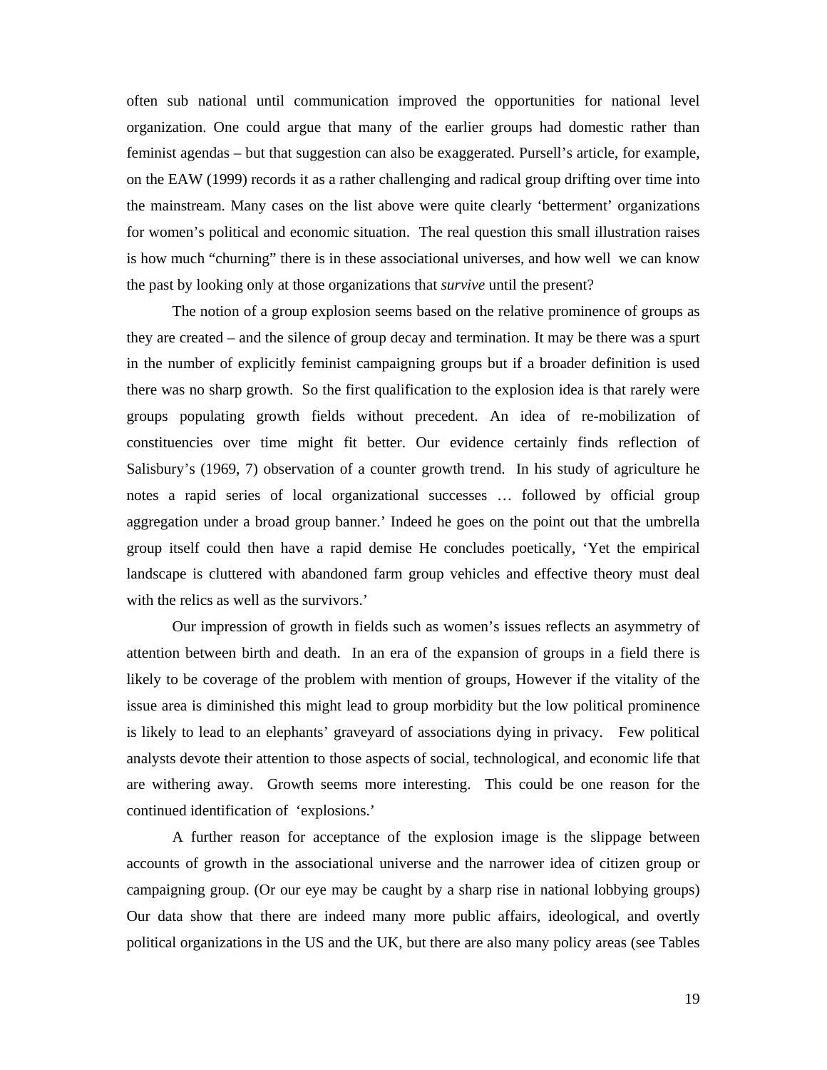often sub national until communication improved the opportunities for national level organization. One could argue that many of the earlier groups had domestic rather than feminist agendas – but that suggestion can also be exaggerated. Pursell's article, for example, on the EAW (1999) records it as a rather challenging and radical group drifting over time into the mainstream. Many cases on the list above were quite clearly 'betterment' organizations for women's political and economic situation. The real question this small illustration raises is how much "churning" there is in these associational universes, and how well we can know the past by looking only at those organizations that *survive* until the present?

The notion of a group explosion seems based on the relative prominence of groups as they are created – and the silence of group decay and termination. It may be there was a spurt in the number of explicitly feminist campaigning groups but if a broader definition is used there was no sharp growth. So the first qualification to the explosion idea is that rarely were groups populating growth fields without precedent. An idea of re-mobilization of constituencies over time might fit better. Our evidence certainly finds reflection of Salisbury's (1969, 7) observation of a counter growth trend. In his study of agriculture he notes a rapid series of local organizational successes … followed by official group aggregation under a broad group banner.' Indeed he goes on the point out that the umbrella group itself could then have a rapid demise He concludes poetically, 'Yet the empirical landscape is cluttered with abandoned farm group vehicles and effective theory must deal with the relics as well as the survivors.'

Our impression of growth in fields such as women's issues reflects an asymmetry of attention between birth and death. In an era of the expansion of groups in a field there is likely to be coverage of the problem with mention of groups, However if the vitality of the issue area is diminished this might lead to group morbidity but the low political prominence is likely to lead to an elephants' graveyard of associations dying in privacy. Few political analysts devote their attention to those aspects of social, technological, and economic life that are withering away. Growth seems more interesting. This could be one reason for the continued identification of 'explosions.'

A further reason for acceptance of the explosion image is the slippage between accounts of growth in the associational universe and the narrower idea of citizen group or campaigning group. (Or our eye may be caught by a sharp rise in national lobbying groups) Our data show that there are indeed many more public affairs, ideological, and overtly political organizations in the US and the UK, but there are also many policy areas (see Tables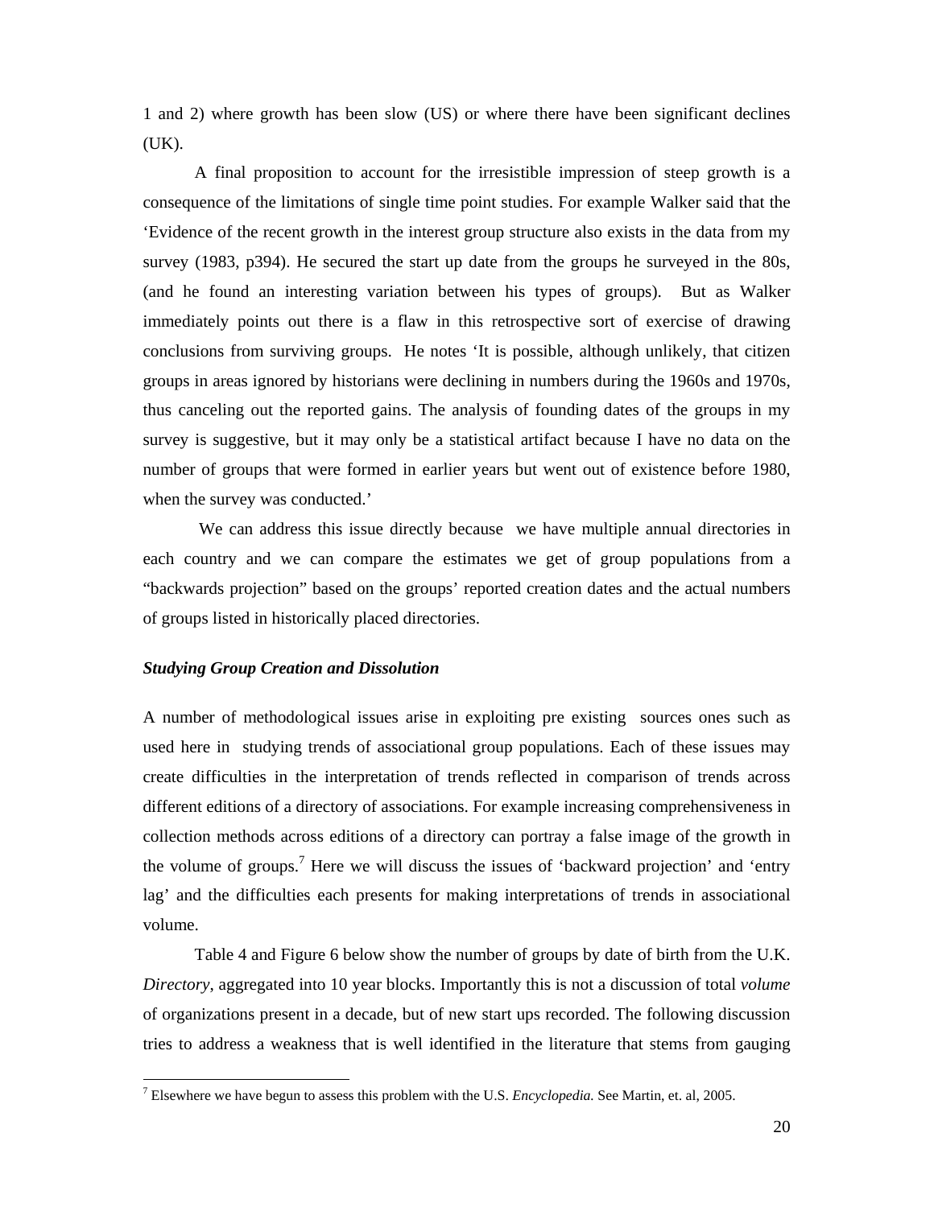1 and 2) where growth has been slow (US) or where there have been significant declines (UK).

A final proposition to account for the irresistible impression of steep growth is a consequence of the limitations of single time point studies. For example Walker said that the 'Evidence of the recent growth in the interest group structure also exists in the data from my survey (1983, p394). He secured the start up date from the groups he surveyed in the 80s, (and he found an interesting variation between his types of groups). But as Walker immediately points out there is a flaw in this retrospective sort of exercise of drawing conclusions from surviving groups. He notes 'It is possible, although unlikely, that citizen groups in areas ignored by historians were declining in numbers during the 1960s and 1970s, thus canceling out the reported gains. The analysis of founding dates of the groups in my survey is suggestive, but it may only be a statistical artifact because I have no data on the number of groups that were formed in earlier years but went out of existence before 1980, when the survey was conducted.'

We can address this issue directly because we have multiple annual directories in each country and we can compare the estimates we get of group populations from a "backwards projection" based on the groups' reported creation dates and the actual numbers of groups listed in historically placed directories.

### *Studying Group Creation and Dissolution*

A number of methodological issues arise in exploiting pre existing sources ones such as used here in studying trends of associational group populations. Each of these issues may create difficulties in the interpretation of trends reflected in comparison of trends across different editions of a directory of associations. For example increasing comprehensiveness in collection methods across editions of a directory can portray a false image of the growth in the volume of groups.[7] Here we will discuss the issues of 'backward projection' and 'entry lag' and the difficulties each presents for making interpretations of trends in associational volume.

Table 4 and Figure 6 below show the number of groups by date of birth from the U.K. *Directory*, aggregated into 10 year blocks. Importantly this is not a discussion of total *volume* of organizations present in a decade, but of new start ups recorded. The following discussion tries to address a weakness that is well identified in the literature that stems from gauging

[7] Elsewhere we have begun to assess this problem with the U.S. *Encyclopedia.* See Martin, et. al, 2005.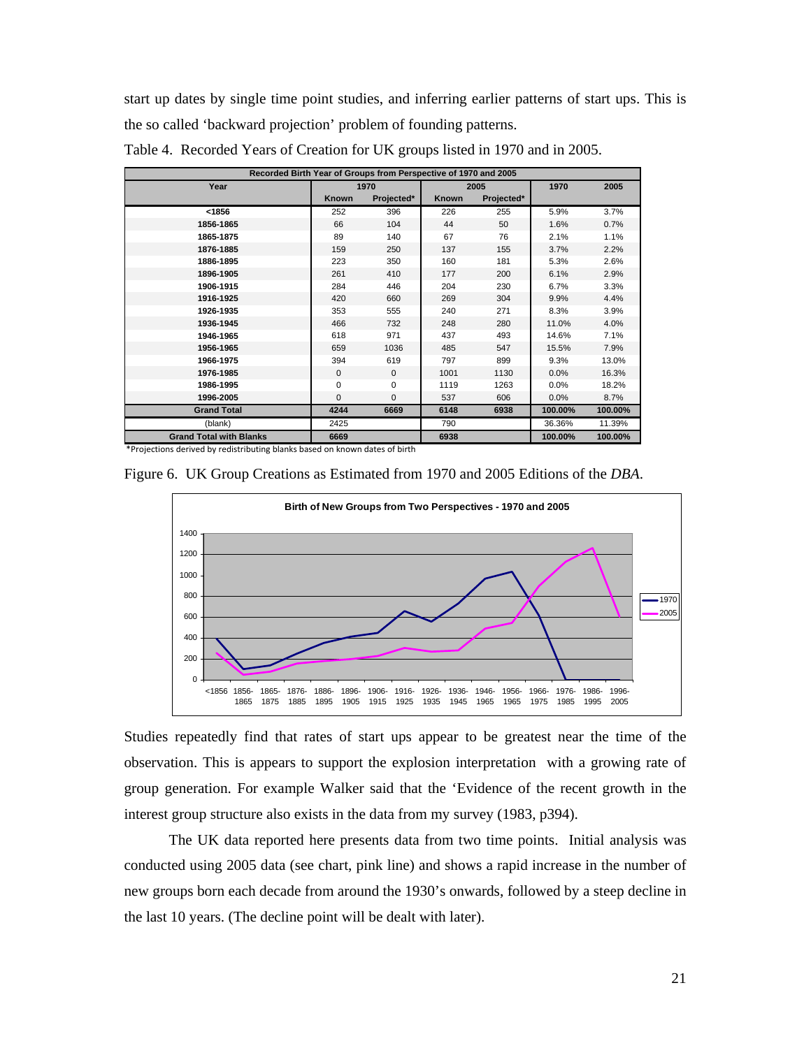start up dates by single time point studies, and inferring earlier patterns of start ups. This is the so called 'backward projection' problem of founding patterns.

Table 4. Recorded Years of Creation for UK groups listed in 1970 and in 2005.

| Recorded Birth Year of Groups from Perspective of 1970 and 2005 | | | | | | |
|---|---|---|---|---|---|---|
| Year | 1970 | | 2005 | | 1970 | 2005 |
| | Known | Projected* | Known | Projected* | | |
| <1856 | 252 | 396 | 226 | 255 | 5.9% | 3.7% |
| 1856-1865 | 66 | 104 | 44 | 50 | 1.6% | 0.7% |
| 1865-1875 | 89 | 140 | 67 | 76 | 2.1% | 1.1% |
| 1876-1885 | 159 | 250 | 137 | 155 | 3.7% | 2.2% |
| 1886-1895 | 223 | 350 | 160 | 181 | 5.3% | 2.6% |
| 1896-1905 | 261 | 410 | 177 | 200 | 6.1% | 2.9% |
| 1906-1915 | 284 | 446 | 204 | 230 | 6.7% | 3.3% |
| 1916-1925 | 420 | 660 | 269 | 304 | 9.9% | 4.4% |
| 1926-1935 | 353 | 555 | 240 | 271 | 8.3% | 3.9% |
| 1936-1945 | 466 | 732 | 248 | 280 | 11.0% | 4.0% |
| 1946-1965 | 618 | 971 | 437 | 493 | 14.6% | 7.1% |
| 1956-1965 | 659 | 1036 | 485 | 547 | 15.5% | 7.9% |
| 1966-1975 | 394 | 619 | 797 | 899 | 9.3% | 13.0% |
| 1976-1985 | 0 | 0 | 1001 | 1130 | 0.0% | 16.3% |
| 1986-1995 | 0 | 0 | 1119 | 1263 | 0.0% | 18.2% |
| 1996-2005 | 0 | 0 | 537 | 606 | 0.0% | 8.7% |
| **Grand Total** | **4244** | **6669** | **6148** | **6938** | **100.00%** | **100.00%** |
| (blank) | 2425 | | 790 | | 36.36% | 11.39% |
| **Grand Total with Blanks** | **6669** | | **6938** | | **100.00%** | **100.00%** |

*Projections derived by redistributing blanks based on known dates of birth

Figure 6. UK Group Creations as Estimated from 1970 and 2005 Editions of the *DBA*.

Studies repeatedly find that rates of start ups appear to be greatest near the time of the observation. This is appears to support the explosion interpretation with a growing rate of group generation. For example Walker said that the 'Evidence of the recent growth in the interest group structure also exists in the data from my survey (1983, p394).

The UK data reported here presents data from two time points. Initial analysis was conducted using 2005 data (see chart, pink line) and shows a rapid increase in the number of new groups born each decade from around the 1930's onwards, followed by a steep decline in the last 10 years. (The decline point will be dealt with later).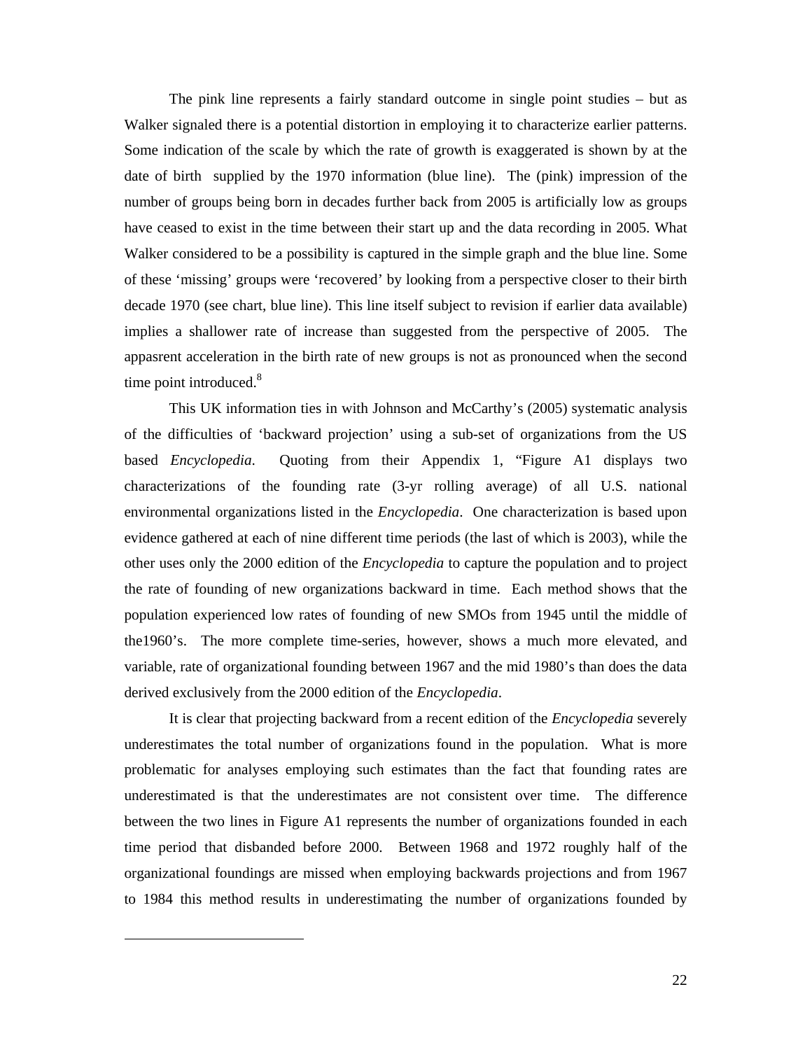The pink line represents a fairly standard outcome in single point studies – but as Walker signaled there is a potential distortion in employing it to characterize earlier patterns. Some indication of the scale by which the rate of growth is exaggerated is shown by at the date of birth supplied by the 1970 information (blue line). The (pink) impression of the number of groups being born in decades further back from 2005 is artificially low as groups have ceased to exist in the time between their start up and the data recording in 2005. What Walker considered to be a possibility is captured in the simple graph and the blue line. Some of these 'missing' groups were 'recovered' by looking from a perspective closer to their birth decade 1970 (see chart, blue line). This line itself subject to revision if earlier data available) implies a shallower rate of increase than suggested from the perspective of 2005. The appasrent acceleration in the birth rate of new groups is not as pronounced when the second time point introduced.[8]

This UK information ties in with Johnson and McCarthy's (2005) systematic analysis of the difficulties of 'backward projection' using a sub-set of organizations from the US based *Encyclopedia*. Quoting from their Appendix 1, "Figure A1 displays two characterizations of the founding rate (3-yr rolling average) of all U.S. national environmental organizations listed in the *Encyclopedia*. One characterization is based upon evidence gathered at each of nine different time periods (the last of which is 2003), while the other uses only the 2000 edition of the *Encyclopedia* to capture the population and to project the rate of founding of new organizations backward in time. Each method shows that the population experienced low rates of founding of new SMOs from 1945 until the middle of the1960's. The more complete time-series, however, shows a much more elevated, and variable, rate of organizational founding between 1967 and the mid 1980's than does the data derived exclusively from the 2000 edition of the *Encyclopedia*.

It is clear that projecting backward from a recent edition of the *Encyclopedia* severely underestimates the total number of organizations found in the population. What is more problematic for analyses employing such estimates than the fact that founding rates are underestimated is that the underestimates are not consistent over time. The difference between the two lines in Figure A1 represents the number of organizations founded in each time period that disbanded before 2000. Between 1968 and 1972 roughly half of the organizational foundings are missed when employing backwards projections and from 1967 to 1984 this method results in underestimating the number of organizations founded by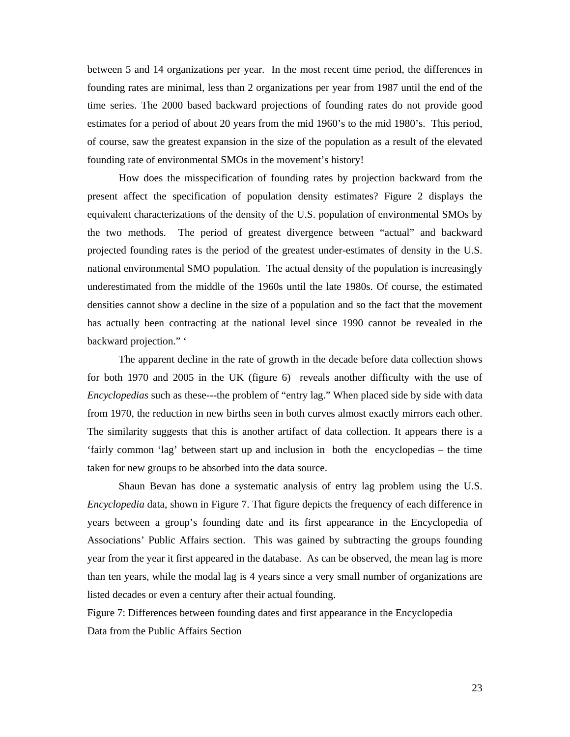between 5 and 14 organizations per year. In the most recent time period, the differences in founding rates are minimal, less than 2 organizations per year from 1987 until the end of the time series. The 2000 based backward projections of founding rates do not provide good estimates for a period of about 20 years from the mid 1960's to the mid 1980's. This period, of course, saw the greatest expansion in the size of the population as a result of the elevated founding rate of environmental SMOs in the movement's history!

How does the misspecification of founding rates by projection backward from the present affect the specification of population density estimates? Figure 2 displays the equivalent characterizations of the density of the U.S. population of environmental SMOs by the two methods. The period of greatest divergence between "actual" and backward projected founding rates is the period of the greatest under-estimates of density in the U.S. national environmental SMO population. The actual density of the population is increasingly underestimated from the middle of the 1960s until the late 1980s. Of course, the estimated densities cannot show a decline in the size of a population and so the fact that the movement has actually been contracting at the national level since 1990 cannot be revealed in the backward projection." '

The apparent decline in the rate of growth in the decade before data collection shows for both 1970 and 2005 in the UK (figure 6) reveals another difficulty with the use of *Encyclopedias* such as these---the problem of "entry lag." When placed side by side with data from 1970, the reduction in new births seen in both curves almost exactly mirrors each other. The similarity suggests that this is another artifact of data collection. It appears there is a 'fairly common 'lag' between start up and inclusion in both the encyclopedias – the time taken for new groups to be absorbed into the data source.

Shaun Bevan has done a systematic analysis of entry lag problem using the U.S. *Encyclopedia* data, shown in Figure 7. That figure depicts the frequency of each difference in years between a group's founding date and its first appearance in the Encyclopedia of Associations' Public Affairs section. This was gained by subtracting the groups founding year from the year it first appeared in the database. As can be observed, the mean lag is more than ten years, while the modal lag is 4 years since a very small number of organizations are listed decades or even a century after their actual founding.

Figure 7: Differences between founding dates and first appearance in the Encyclopedia Data from the Public Affairs Section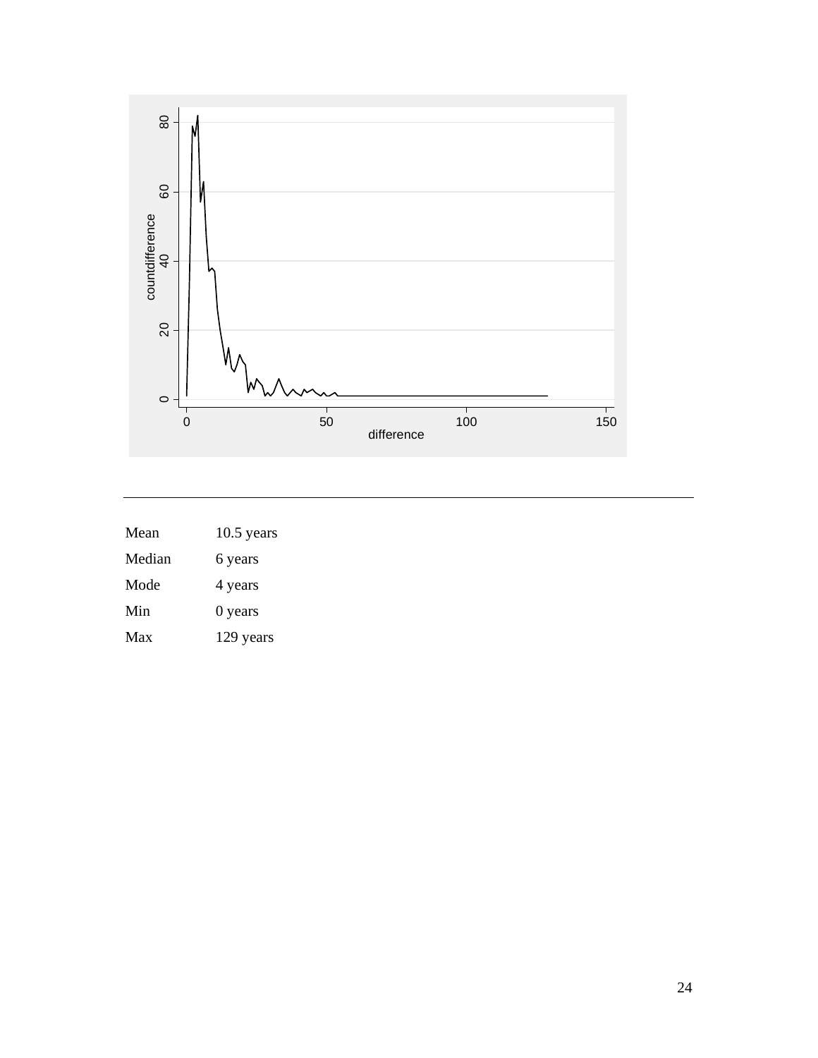| | |
|---|---|
| Mean | 10.5 years |
| Median | 6 years |
| Mode | 4 years |
| Min | 0 years |
| Max | 129 years |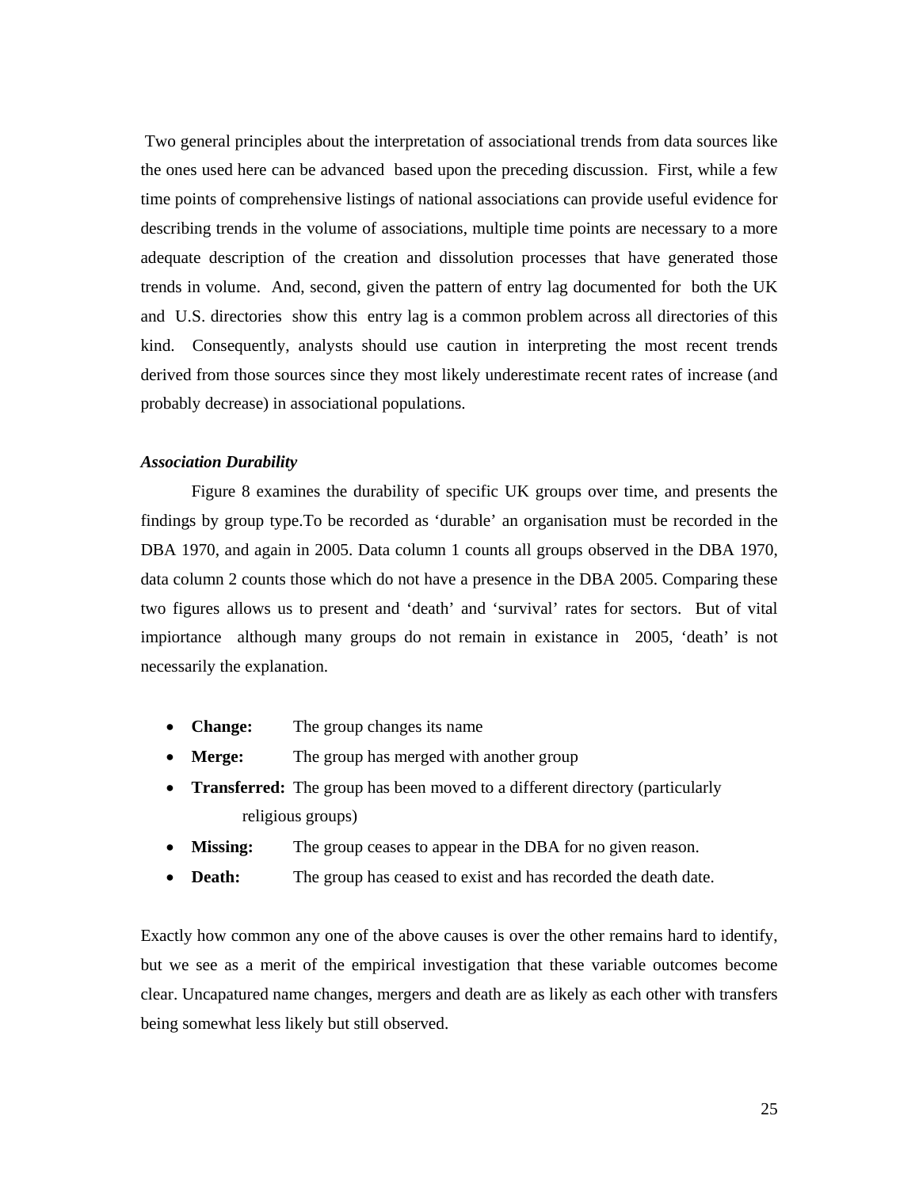Two general principles about the interpretation of associational trends from data sources like the ones used here can be advanced based upon the preceding discussion. First, while a few time points of comprehensive listings of national associations can provide useful evidence for describing trends in the volume of associations, multiple time points are necessary to a more adequate description of the creation and dissolution processes that have generated those trends in volume. And, second, given the pattern of entry lag documented for both the UK and U.S. directories show this entry lag is a common problem across all directories of this kind. Consequently, analysts should use caution in interpreting the most recent trends derived from those sources since they most likely underestimate recent rates of increase (and probably decrease) in associational populations.

***Association Durability***

Figure 8 examines the durability of specific UK groups over time, and presents the findings by group type.To be recorded as 'durable' an organisation must be recorded in the DBA 1970, and again in 2005. Data column 1 counts all groups observed in the DBA 1970, data column 2 counts those which do not have a presence in the DBA 2005. Comparing these two figures allows us to present and 'death' and 'survival' rates for sectors. But of vital impiortance although many groups do not remain in existance in 2005, 'death' is not necessarily the explanation.

- **Change:** The group changes its name
- **Merge:** The group has merged with another group
- **Transferred:** The group has been moved to a different directory (particularly religious groups)
- **Missing:** The group ceases to appear in the DBA for no given reason.
- **Death:** The group has ceased to exist and has recorded the death date.

Exactly how common any one of the above causes is over the other remains hard to identify, but we see as a merit of the empirical investigation that these variable outcomes become clear. Uncapatured name changes, mergers and death are as likely as each other with transfers being somewhat less likely but still observed.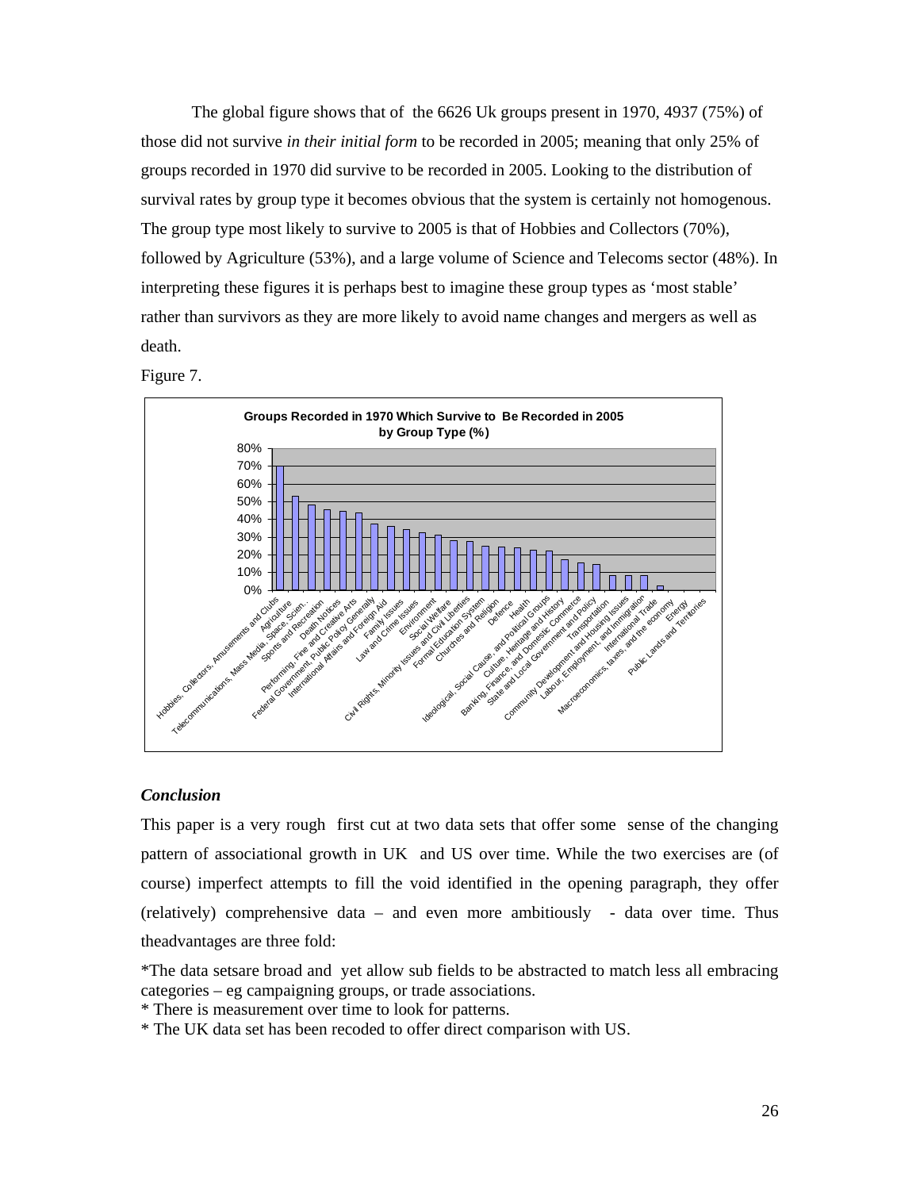The global figure shows that of the 6626 Uk groups present in 1970, 4937 (75%) of those did not survive *in their initial form* to be recorded in 2005; meaning that only 25% of groups recorded in 1970 did survive to be recorded in 2005. Looking to the distribution of survival rates by group type it becomes obvious that the system is certainly not homogenous. The group type most likely to survive to 2005 is that of Hobbies and Collectors (70%), followed by Agriculture (53%), and a large volume of Science and Telecoms sector (48%). In interpreting these figures it is perhaps best to imagine these group types as 'most stable' rather than survivors as they are more likely to avoid name changes and mergers as well as death.

Figure 7.

**Groups Recorded in 1970 Which Survive to Be Recorded in 2005 by Group Type (%)**

### *Conclusion*

This paper is a very rough first cut at two data sets that offer some sense of the changing pattern of associational growth in UK and US over time. While the two exercises are (of course) imperfect attempts to fill the void identified in the opening paragraph, they offer (relatively) comprehensive data – and even more ambitiously - data over time. Thus theadvantages are three fold:

*The data setsare broad and yet allow sub fields to be abstracted to match less all embracing categories – eg campaigning groups, or trade associations.

* There is measurement over time to look for patterns.

* The UK data set has been recoded to offer direct comparison with US.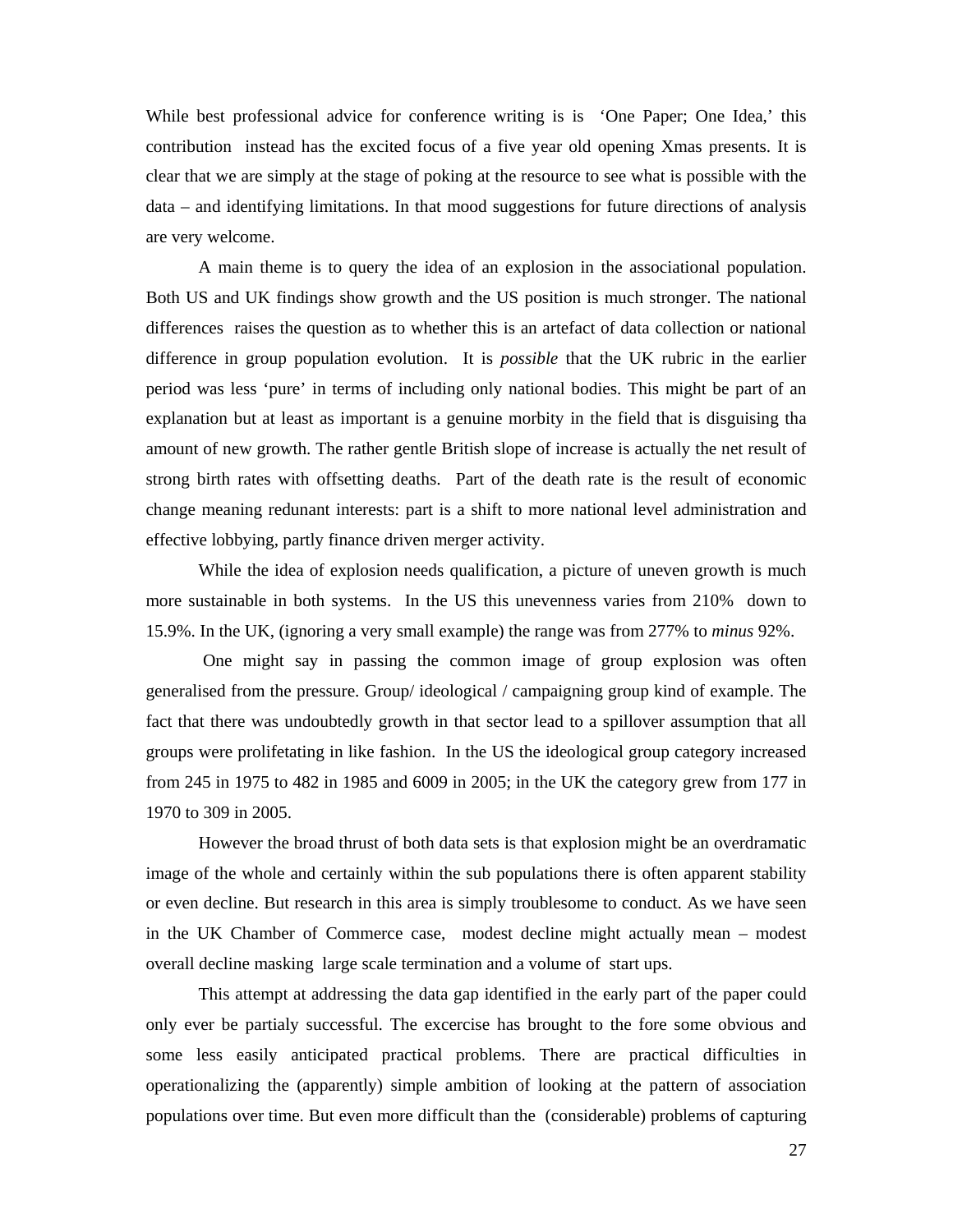While best professional advice for conference writing is is 'One Paper; One Idea,' this contribution instead has the excited focus of a five year old opening Xmas presents. It is clear that we are simply at the stage of poking at the resource to see what is possible with the data – and identifying limitations. In that mood suggestions for future directions of analysis are very welcome.

A main theme is to query the idea of an explosion in the associational population. Both US and UK findings show growth and the US position is much stronger. The national differences raises the question as to whether this is an artefact of data collection or national difference in group population evolution. It is *possible* that the UK rubric in the earlier period was less 'pure' in terms of including only national bodies. This might be part of an explanation but at least as important is a genuine morbity in the field that is disguising tha amount of new growth. The rather gentle British slope of increase is actually the net result of strong birth rates with offsetting deaths. Part of the death rate is the result of economic change meaning redunant interests: part is a shift to more national level administration and effective lobbying, partly finance driven merger activity.

While the idea of explosion needs qualification, a picture of uneven growth is much more sustainable in both systems. In the US this unevenness varies from 210% down to 15.9%. In the UK, (ignoring a very small example) the range was from 277% to *minus* 92%.

One might say in passing the common image of group explosion was often generalised from the pressure. Group/ ideological / campaigning group kind of example. The fact that there was undoubtedly growth in that sector lead to a spillover assumption that all groups were prolifetating in like fashion. In the US the ideological group category increased from 245 in 1975 to 482 in 1985 and 6009 in 2005; in the UK the category grew from 177 in 1970 to 309 in 2005.

However the broad thrust of both data sets is that explosion might be an overdramatic image of the whole and certainly within the sub populations there is often apparent stability or even decline. But research in this area is simply troublesome to conduct. As we have seen in the UK Chamber of Commerce case, modest decline might actually mean – modest overall decline masking large scale termination and a volume of start ups.

This attempt at addressing the data gap identified in the early part of the paper could only ever be partialy successful. The excercise has brought to the fore some obvious and some less easily anticipated practical problems. There are practical difficulties in operationalizing the (apparently) simple ambition of looking at the pattern of association populations over time. But even more difficult than the (considerable) problems of capturing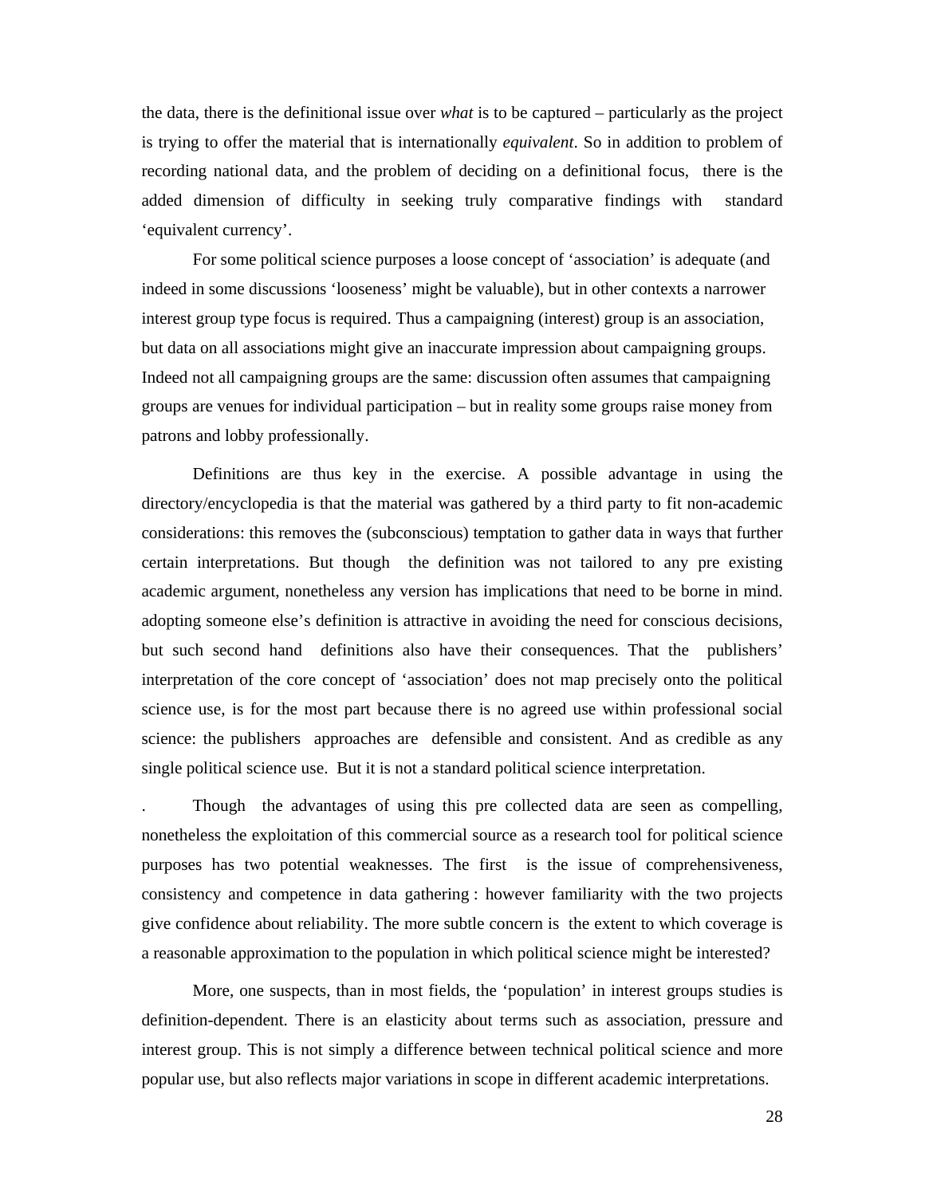the data, there is the definitional issue over *what* is to be captured – particularly as the project is trying to offer the material that is internationally *equivalent*. So in addition to problem of recording national data, and the problem of deciding on a definitional focus, there is the added dimension of difficulty in seeking truly comparative findings with standard 'equivalent currency'.

For some political science purposes a loose concept of 'association' is adequate (and indeed in some discussions 'looseness' might be valuable), but in other contexts a narrower interest group type focus is required. Thus a campaigning (interest) group is an association, but data on all associations might give an inaccurate impression about campaigning groups. Indeed not all campaigning groups are the same: discussion often assumes that campaigning groups are venues for individual participation – but in reality some groups raise money from patrons and lobby professionally.

Definitions are thus key in the exercise. A possible advantage in using the directory/encyclopedia is that the material was gathered by a third party to fit non-academic considerations: this removes the (subconscious) temptation to gather data in ways that further certain interpretations. But though the definition was not tailored to any pre existing academic argument, nonetheless any version has implications that need to be borne in mind. adopting someone else's definition is attractive in avoiding the need for conscious decisions, but such second hand definitions also have their consequences. That the publishers' interpretation of the core concept of 'association' does not map precisely onto the political science use, is for the most part because there is no agreed use within professional social science: the publishers approaches are defensible and consistent. And as credible as any single political science use. But it is not a standard political science interpretation.

. Though the advantages of using this pre collected data are seen as compelling, nonetheless the exploitation of this commercial source as a research tool for political science purposes has two potential weaknesses. The first is the issue of comprehensiveness, consistency and competence in data gathering : however familiarity with the two projects give confidence about reliability. The more subtle concern is the extent to which coverage is a reasonable approximation to the population in which political science might be interested?

More, one suspects, than in most fields, the 'population' in interest groups studies is definition-dependent. There is an elasticity about terms such as association, pressure and interest group. This is not simply a difference between technical political science and more popular use, but also reflects major variations in scope in different academic interpretations.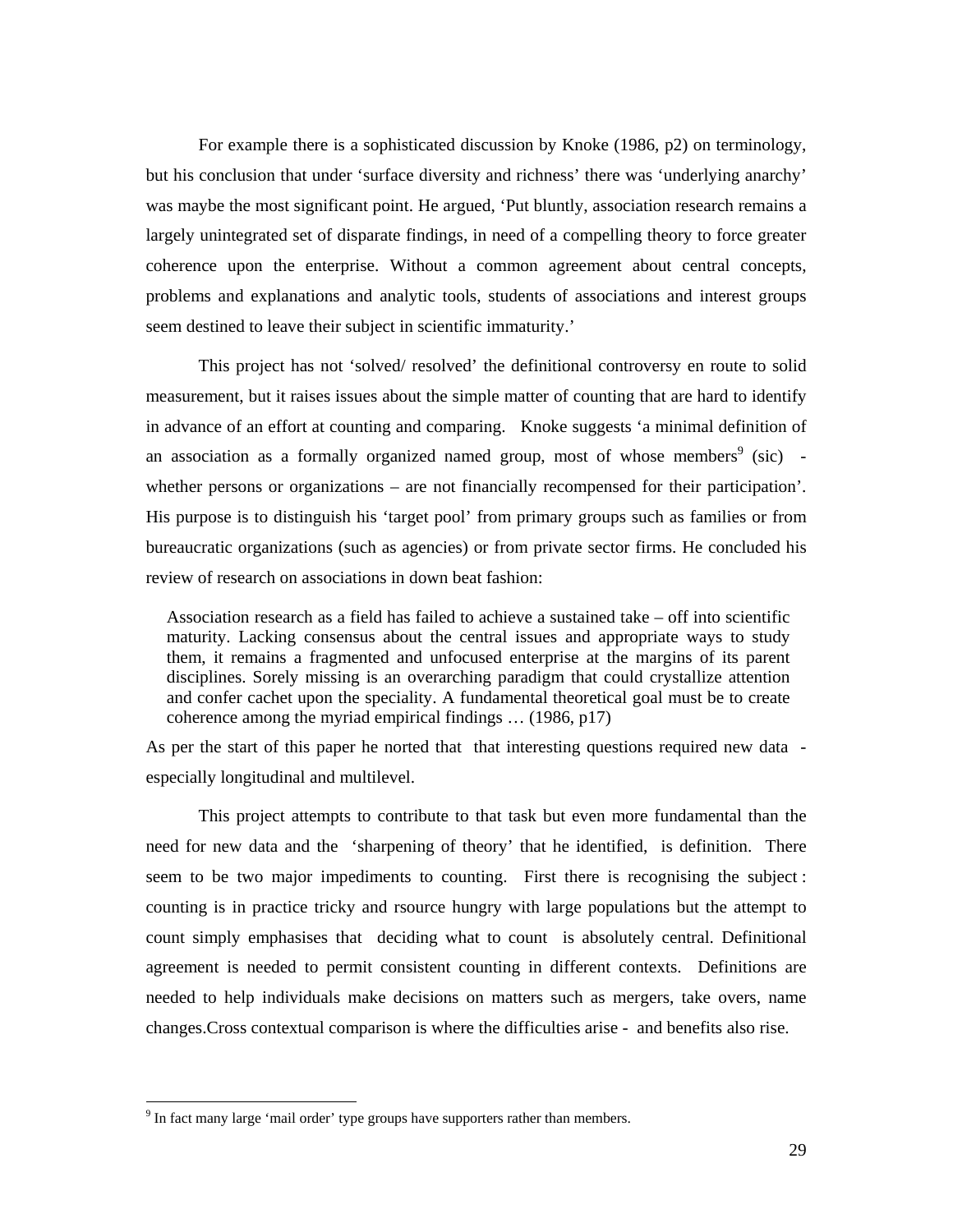For example there is a sophisticated discussion by Knoke (1986, p2) on terminology, but his conclusion that under 'surface diversity and richness' there was 'underlying anarchy' was maybe the most significant point. He argued, 'Put bluntly, association research remains a largely unintegrated set of disparate findings, in need of a compelling theory to force greater coherence upon the enterprise. Without a common agreement about central concepts, problems and explanations and analytic tools, students of associations and interest groups seem destined to leave their subject in scientific immaturity.'

This project has not 'solved/ resolved' the definitional controversy en route to solid measurement, but it raises issues about the simple matter of counting that are hard to identify in advance of an effort at counting and comparing. Knoke suggests 'a minimal definition of an association as a formally organized named group, most of whose members[9] (sic) - whether persons or organizations – are not financially recompensed for their participation'. His purpose is to distinguish his 'target pool' from primary groups such as families or from bureaucratic organizations (such as agencies) or from private sector firms. He concluded his review of research on associations in down beat fashion:

> Association research as a field has failed to achieve a sustained take – off into scientific maturity. Lacking consensus about the central issues and appropriate ways to study them, it remains a fragmented and unfocused enterprise at the margins of its parent disciplines. Sorely missing is an overarching paradigm that could crystallize attention and confer cachet upon the speciality. A fundamental theoretical goal must be to create coherence among the myriad empirical findings … (1986, p17)

As per the start of this paper he norted that that interesting questions required new data - especially longitudinal and multilevel.

This project attempts to contribute to that task but even more fundamental than the need for new data and the 'sharpening of theory' that he identified, is definition. There seem to be two major impediments to counting. First there is recognising the subject : counting is in practice tricky and rsource hungry with large populations but the attempt to count simply emphasises that deciding what to count is absolutely central. Definitional agreement is needed to permit consistent counting in different contexts. Definitions are needed to help individuals make decisions on matters such as mergers, take overs, name changes.Cross contextual comparison is where the difficulties arise - and benefits also rise.

[9] In fact many large 'mail order' type groups have supporters rather than members.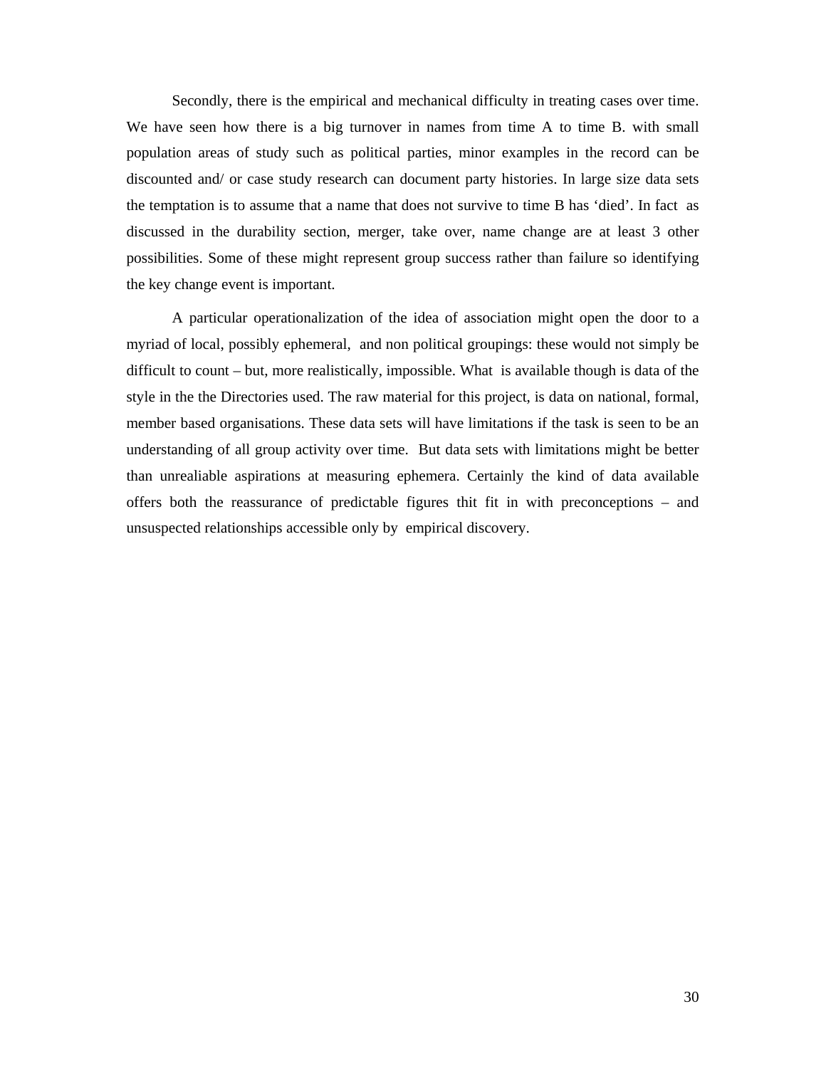Secondly, there is the empirical and mechanical difficulty in treating cases over time. We have seen how there is a big turnover in names from time A to time B. with small population areas of study such as political parties, minor examples in the record can be discounted and/ or case study research can document party histories. In large size data sets the temptation is to assume that a name that does not survive to time B has 'died'. In fact as discussed in the durability section, merger, take over, name change are at least 3 other possibilities. Some of these might represent group success rather than failure so identifying the key change event is important.

A particular operationalization of the idea of association might open the door to a myriad of local, possibly ephemeral, and non political groupings: these would not simply be difficult to count – but, more realistically, impossible. What is available though is data of the style in the the Directories used. The raw material for this project, is data on national, formal, member based organisations. These data sets will have limitations if the task is seen to be an understanding of all group activity over time. But data sets with limitations might be better than unrealiable aspirations at measuring ephemera. Certainly the kind of data available offers both the reassurance of predictable figures thit fit in with preconceptions – and unsuspected relationships accessible only by empirical discovery.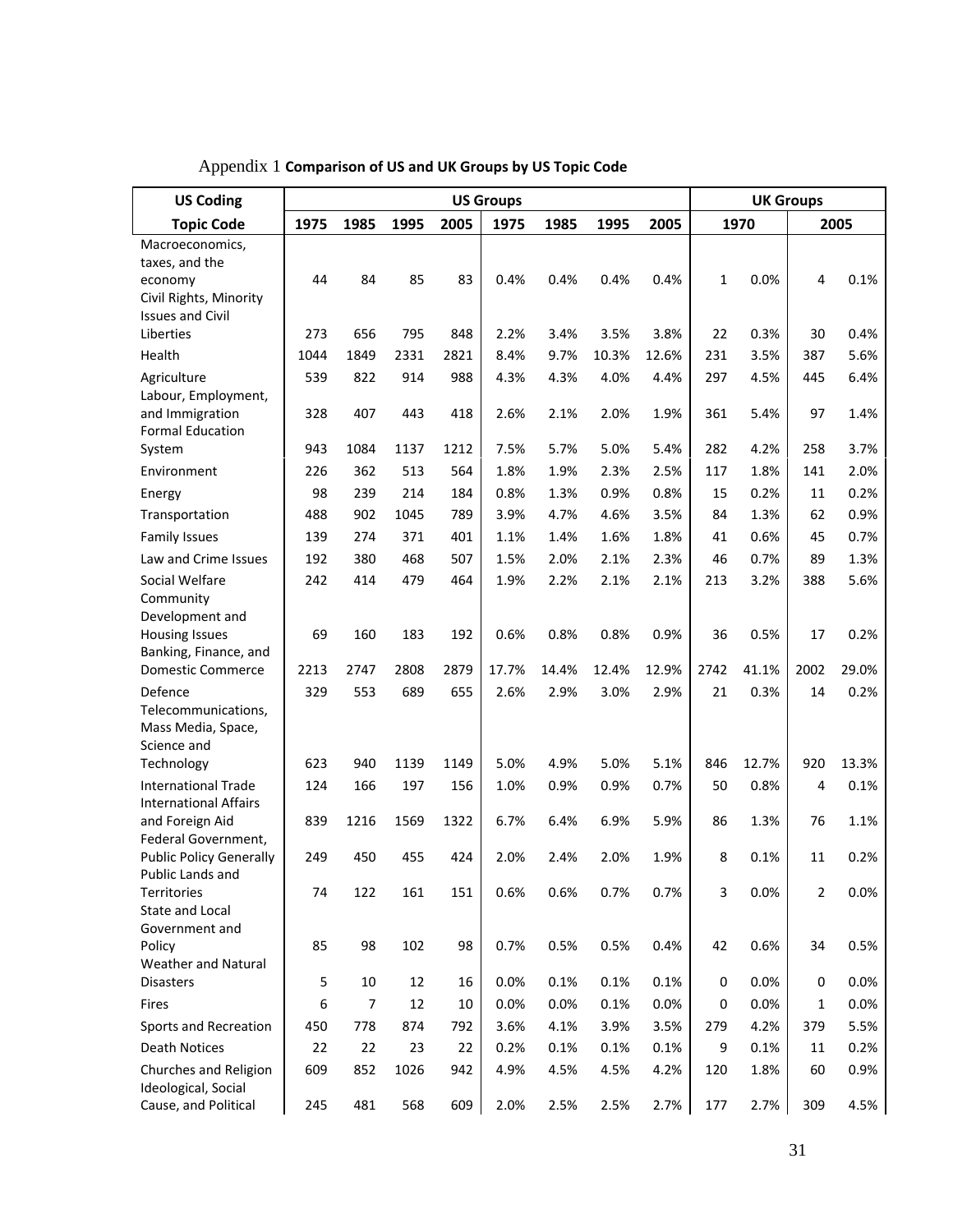Appendix 1 **Comparison of US and UK Groups by US Topic Code**

| US Coding | US Groups | | | | | | | | UK Groups | | | |
|---|---|---|---|---|---|---|---|---|---|---|---|---|
| Topic Code | 1975 | 1985 | 1995 | 2005 | 1975 | 1985 | 1995 | 2005 | 1970 | | 2005 | |
| Macroeconomics, taxes, and the economy | 44 | 84 | 85 | 83 | 0.4% | 0.4% | 0.4% | 0.4% | 1 | 0.0% | 4 | 0.1% |
| Civil Rights, Minority Issues and Civil Liberties | 273 | 656 | 795 | 848 | 2.2% | 3.4% | 3.5% | 3.8% | 22 | 0.3% | 30 | 0.4% |
| Health | 1044 | 1849 | 2331 | 2821 | 8.4% | 9.7% | 10.3% | 12.6% | 231 | 3.5% | 387 | 5.6% |
| Agriculture | 539 | 822 | 914 | 988 | 4.3% | 4.3% | 4.0% | 4.4% | 297 | 4.5% | 445 | 6.4% |
| Labour, Employment, and Immigration | 328 | 407 | 443 | 418 | 2.6% | 2.1% | 2.0% | 1.9% | 361 | 5.4% | 97 | 1.4% |
| Formal Education System | 943 | 1084 | 1137 | 1212 | 7.5% | 5.7% | 5.0% | 5.4% | 282 | 4.2% | 258 | 3.7% |
| Environment | 226 | 362 | 513 | 564 | 1.8% | 1.9% | 2.3% | 2.5% | 117 | 1.8% | 141 | 2.0% |
| Energy | 98 | 239 | 214 | 184 | 0.8% | 1.3% | 0.9% | 0.8% | 15 | 0.2% | 11 | 0.2% |
| Transportation | 488 | 902 | 1045 | 789 | 3.9% | 4.7% | 4.6% | 3.5% | 84 | 1.3% | 62 | 0.9% |
| Family Issues | 139 | 274 | 371 | 401 | 1.1% | 1.4% | 1.6% | 1.8% | 41 | 0.6% | 45 | 0.7% |
| Law and Crime Issues | 192 | 380 | 468 | 507 | 1.5% | 2.0% | 2.1% | 2.3% | 46 | 0.7% | 89 | 1.3% |
| Social Welfare | 242 | 414 | 479 | 464 | 1.9% | 2.2% | 2.1% | 2.1% | 213 | 3.2% | 388 | 5.6% |
| Community Development and Housing Issues | 69 | 160 | 183 | 192 | 0.6% | 0.8% | 0.8% | 0.9% | 36 | 0.5% | 17 | 0.2% |
| Banking, Finance, and Domestic Commerce | 2213 | 2747 | 2808 | 2879 | 17.7% | 14.4% | 12.4% | 12.9% | 2742 | 41.1% | 2002 | 29.0% |
| Defence | 329 | 553 | 689 | 655 | 2.6% | 2.9% | 3.0% | 2.9% | 21 | 0.3% | 14 | 0.2% |
| Telecommunications, Mass Media, Space, Science and Technology | 623 | 940 | 1139 | 1149 | 5.0% | 4.9% | 5.0% | 5.1% | 846 | 12.7% | 920 | 13.3% |
| International Trade | 124 | 166 | 197 | 156 | 1.0% | 0.9% | 0.9% | 0.7% | 50 | 0.8% | 4 | 0.1% |
| International Affairs and Foreign Aid | 839 | 1216 | 1569 | 1322 | 6.7% | 6.4% | 6.9% | 5.9% | 86 | 1.3% | 76 | 1.1% |
| Federal Government, Public Policy Generally | 249 | 450 | 455 | 424 | 2.0% | 2.4% | 2.0% | 1.9% | 8 | 0.1% | 11 | 0.2% |
| Public Lands and Territories | 74 | 122 | 161 | 151 | 0.6% | 0.6% | 0.7% | 0.7% | 3 | 0.0% | 2 | 0.0% |
| State and Local Government and Policy | 85 | 98 | 102 | 98 | 0.7% | 0.5% | 0.5% | 0.4% | 42 | 0.6% | 34 | 0.5% |
| Weather and Natural Disasters | 5 | 10 | 12 | 16 | 0.0% | 0.1% | 0.1% | 0.1% | 0 | 0.0% | 0 | 0.0% |
| Fires | 6 | 7 | 12 | 10 | 0.0% | 0.0% | 0.1% | 0.0% | 0 | 0.0% | 1 | 0.0% |
| Sports and Recreation | 450 | 778 | 874 | 792 | 3.6% | 4.1% | 3.9% | 3.5% | 279 | 4.2% | 379 | 5.5% |
| Death Notices | 22 | 22 | 23 | 22 | 0.2% | 0.1% | 0.1% | 0.1% | 9 | 0.1% | 11 | 0.2% |
| Churches and Religion | 609 | 852 | 1026 | 942 | 4.9% | 4.5% | 4.5% | 4.2% | 120 | 1.8% | 60 | 0.9% |
| Ideological, Social Cause, and Political | 245 | 481 | 568 | 609 | 2.0% | 2.5% | 2.5% | 2.7% | 177 | 2.7% | 309 | 4.5% |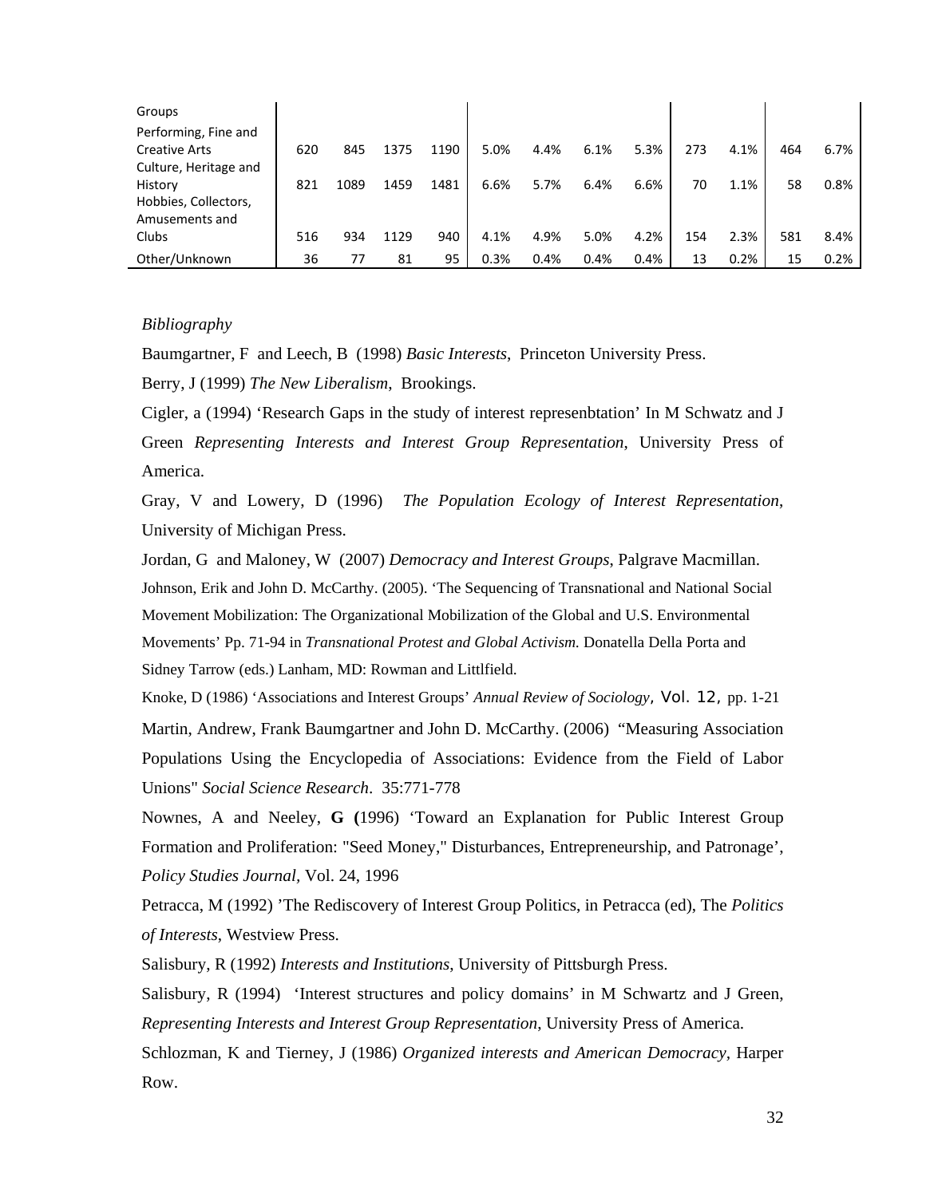| Groups | | | | | | | | | | | | |
|---|---|---|---|---|---|---|---|---|---|---|---|---|
| Performing, Fine and Creative Arts | 620 | 845 | 1375 | 1190 | 5.0% | 4.4% | 6.1% | 5.3% | 273 | 4.1% | 464 | 6.7% |
| Culture, Heritage and History | 821 | 1089 | 1459 | 1481 | 6.6% | 5.7% | 6.4% | 6.6% | 70 | 1.1% | 58 | 0.8% |
| Hobbies, Collectors, Amusements and Clubs | 516 | 934 | 1129 | 940 | 4.1% | 4.9% | 5.0% | 4.2% | 154 | 2.3% | 581 | 8.4% |
| Other/Unknown | 36 | 77 | 81 | 95 | 0.3% | 0.4% | 0.4% | 0.4% | 13 | 0.2% | 15 | 0.2% |

*Bibliography*

Baumgartner, F and Leech, B (1998) *Basic Interests*, Princeton University Press.

Berry, J (1999) *The New Liberalism*, Brookings.

Cigler, a (1994) 'Research Gaps in the study of interest represenbtation' In M Schwatz and J Green *Representing Interests and Interest Group Representation*, University Press of America.

Gray, V and Lowery, D (1996) *The Population Ecology of Interest Representation*, University of Michigan Press.

Jordan, G and Maloney, W (2007) *Democracy and Interest Groups*, Palgrave Macmillan.

Johnson, Erik and John D. McCarthy. (2005). 'The Sequencing of Transnational and National Social Movement Mobilization: The Organizational Mobilization of the Global and U.S. Environmental Movements' Pp. 71-94 in *Transnational Protest and Global Activism.* Donatella Della Porta and Sidney Tarrow (eds.) Lanham, MD: Rowman and Littlfield.

Knoke, D (1986) 'Associations and Interest Groups' *Annual Review of Sociology*, Vol. 12, pp. 1-21

Martin, Andrew, Frank Baumgartner and John D. McCarthy. (2006) "Measuring Association Populations Using the Encyclopedia of Associations: Evidence from the Field of Labor Unions" *Social Science Research*. 35:771-778

Nownes, A and Neeley, **G (**1996) 'Toward an Explanation for Public Interest Group Formation and Proliferation: "Seed Money," Disturbances, Entrepreneurship, and Patronage', *Policy Studies Journal*, Vol. 24, 1996

Petracca, M (1992) 'The Rediscovery of Interest Group Politics, in Petracca (ed), The *Politics of Interests*, Westview Press.

Salisbury, R (1992) *Interests and Institutions*, University of Pittsburgh Press.

Salisbury, R (1994) 'Interest structures and policy domains' in M Schwartz and J Green, *Representing Interests and Interest Group Representation*, University Press of America.

Schlozman, K and Tierney, J (1986) *Organized interests and American Democracy*, Harper Row.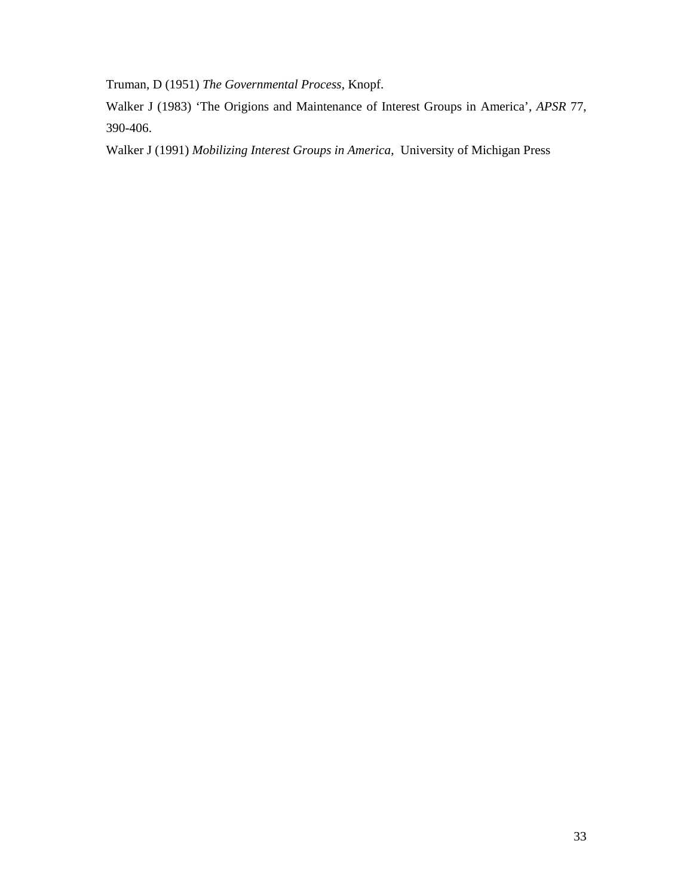Truman, D (1951) *The Governmental Process*, Knopf.

Walker J (1983) 'The Origions and Maintenance of Interest Groups in America', *APSR* 77, 390-406.

Walker J (1991) *Mobilizing Interest Groups in America*, University of Michigan Press